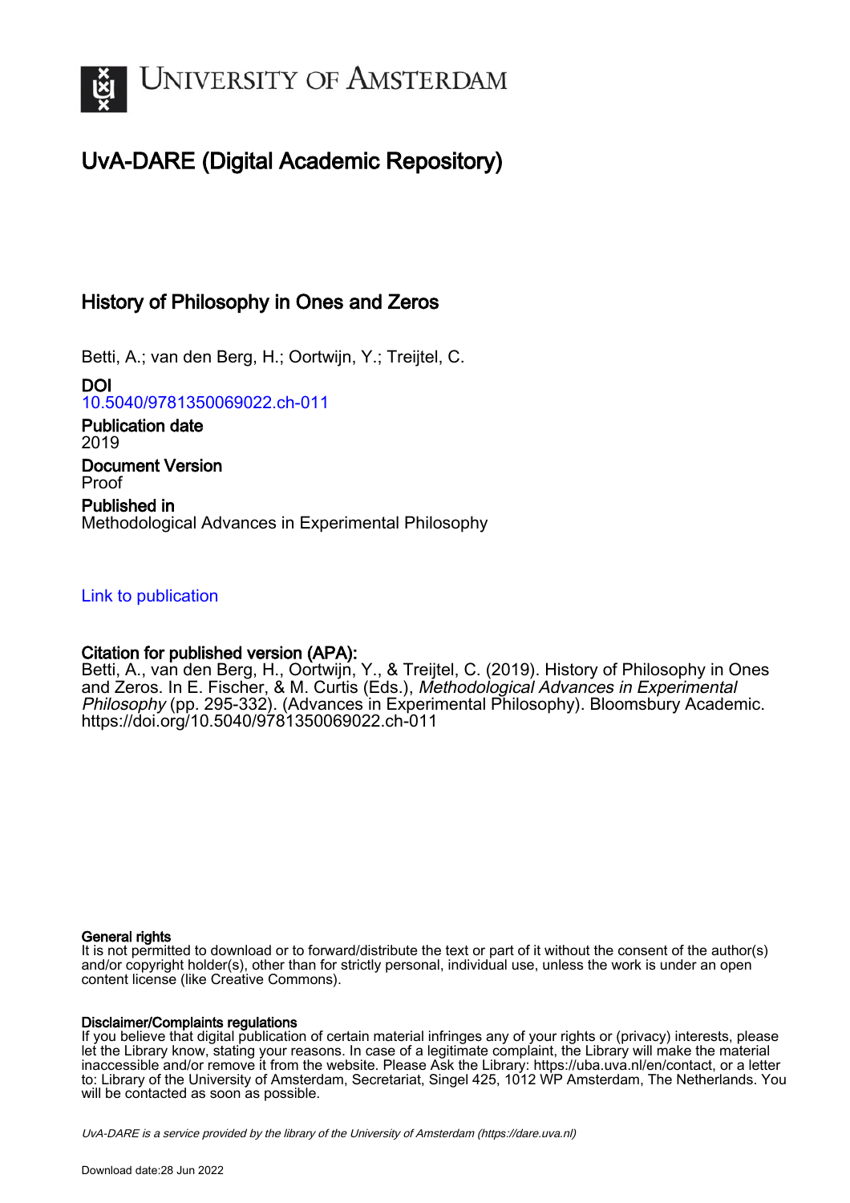UNIVERSITY OF AMSTERDAM

# UvA-DARE (Digital Academic Repository)

## History of Philosophy in Ones and Zeros

Betti, A.; van den Berg, H.; Oortwijn, Y.; Treijtel, C.

**DOI**
10.5040/9781350069022.ch-011

**Publication date**
2019

**Document Version**
Proof

**Published in**
Methodological Advances in Experimental Philosophy

Link to publication

**Citation for published version (APA):**
Betti, A., van den Berg, H., Oortwijn, Y., & Treijtel, C. (2019). History of Philosophy in Ones and Zeros. In E. Fischer, & M. Curtis (Eds.), *Methodological Advances in Experimental Philosophy* (pp. 295-332). (Advances in Experimental Philosophy). Bloomsbury Academic. https://doi.org/10.5040/9781350069022.ch-011

**General rights**
It is not permitted to download or to forward/distribute the text or part of it without the consent of the author(s) and/or copyright holder(s), other than for strictly personal, individual use, unless the work is under an open content license (like Creative Commons).

**Disclaimer/Complaints regulations**
If you believe that digital publication of certain material infringes any of your rights or (privacy) interests, please let the Library know, stating your reasons. In case of a legitimate complaint, the Library will make the material inaccessible and/or remove it from the website. Please Ask the Library: https://uba.uva.nl/en/contact, or a letter to: Library of the University of Amsterdam, Secretariat, Singel 425, 1012 WP Amsterdam, The Netherlands. You will be contacted as soon as possible.

*UvA-DARE is a service provided by the library of the University of Amsterdam (https://dare.uva.nl)*

Download date:28 Jun 2022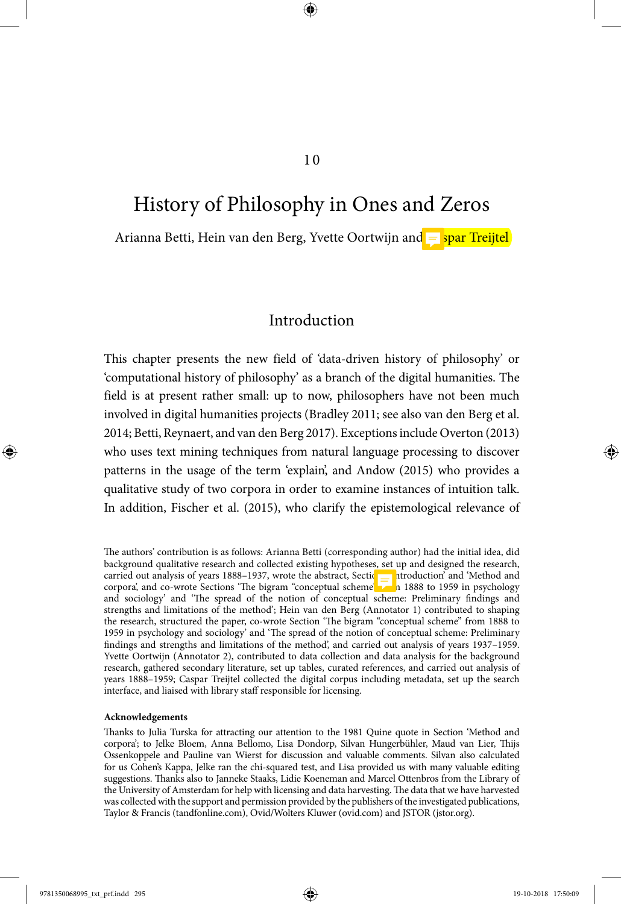10

# History of Philosophy in Ones and Zeros

Arianna Betti, Hein van den Berg, Yvette Oortwijn and Caspar Treijtel

## Introduction

This chapter presents the new field of 'data-driven history of philosophy' or 'computational history of philosophy' as a branch of the digital humanities. The field is at present rather small: up to now, philosophers have not been much involved in digital humanities projects (Bradley 2011; see also van den Berg et al. 2014; Betti, Reynaert, and van den Berg 2017). Exceptions include Overton (2013) who uses text mining techniques from natural language processing to discover patterns in the usage of the term 'explain', and Andow (2015) who provides a qualitative study of two corpora in order to examine instances of intuition talk. In addition, Fischer et al. (2015), who clarify the epistemological relevance of

The authors' contribution is as follows: Arianna Betti (corresponding author) had the initial idea, did background qualitative research and collected existing hypotheses, set up and designed the research, carried out analysis of years 1888–1937, wrote the abstract, Sections 'Introduction' and 'Method and corpora', and co-wrote Sections 'The bigram "conceptual scheme" from 1888 to 1959 in psychology and sociology' and 'The spread of the notion of conceptual scheme: Preliminary findings and strengths and limitations of the method'; Hein van den Berg (Annotator 1) contributed to shaping the research, structured the paper, co-wrote Section 'The bigram "conceptual scheme" from 1888 to 1959 in psychology and sociology' and 'The spread of the notion of conceptual scheme: Preliminary findings and strengths and limitations of the method', and carried out analysis of years 1937–1959. Yvette Oortwijn (Annotator 2), contributed to data collection and data analysis for the background research, gathered secondary literature, set up tables, curated references, and carried out analysis of years 1888–1959; Caspar Treijtel collected the digital corpus including metadata, set up the search interface, and liaised with library staff responsible for licensing.

**Acknowledgements**

Thanks to Julia Turska for attracting our attention to the 1981 Quine quote in Section 'Method and corpora'; to Jelke Bloem, Anna Bellomo, Lisa Dondorp, Silvan Hungerbühler, Maud van Lier, Thijs Ossenkoppele and Pauline van Wierst for discussion and valuable comments. Silvan also calculated for us Cohen's Kappa, Jelke ran the chi-squared test, and Lisa provided us with many valuable editing suggestions. Thanks also to Janneke Staaks, Lidie Koeneman and Marcel Ottenbros from the Library of the University of Amsterdam for help with licensing and data harvesting. The data that we have harvested was collected with the support and permission provided by the publishers of the investigated publications, Taylor & Francis (tandfonline.com), Ovid/Wolters Kluwer (ovid.com) and JSTOR (jstor.org).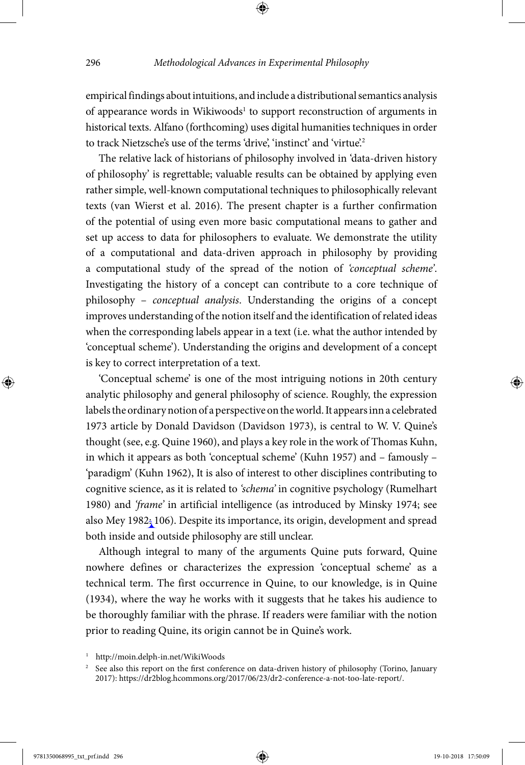empirical findings about intuitions, and include a distributional semantics analysis of appearance words in Wikiwoods[1] to support reconstruction of arguments in historical texts. Alfano (forthcoming) uses digital humanities techniques in order to track Nietzsche's use of the terms 'drive', 'instinct' and 'virtue'.[2]

The relative lack of historians of philosophy involved in 'data-driven history of philosophy' is regrettable; valuable results can be obtained by applying even rather simple, well-known computational techniques to philosophically relevant texts (van Wierst et al. 2016). The present chapter is a further confirmation of the potential of using even more basic computational means to gather and set up access to data for philosophers to evaluate. We demonstrate the utility of a computational and data-driven approach in philosophy by providing a computational study of the spread of the notion of *'conceptual scheme'*. Investigating the history of a concept can contribute to a core technique of philosophy – *conceptual analysis*. Understanding the origins of a concept improves understanding of the notion itself and the identification of related ideas when the corresponding labels appear in a text (i.e. what the author intended by 'conceptual scheme'). Understanding the origins and development of a concept is key to correct interpretation of a text.

'Conceptual scheme' is one of the most intriguing notions in 20th century analytic philosophy and general philosophy of science. Roughly, the expression labels the ordinary notion of a perspective on the world. It appears inn a celebrated 1973 article by Donald Davidson (Davidson 1973), is central to W. V. Quine's thought (see, e.g. Quine 1960), and plays a key role in the work of Thomas Kuhn, in which it appears as both 'conceptual scheme' (Kuhn 1957) and – famously – 'paradigm' (Kuhn 1962), It is also of interest to other disciplines contributing to cognitive science, as it is related to *'schema'* in cognitive psychology (Rumelhart 1980) and *'frame'* in artificial intelligence (as introduced by Minsky 1974; see also Mey 1982: 106). Despite its importance, its origin, development and spread both inside and outside philosophy are still unclear.

Although integral to many of the arguments Quine puts forward, Quine nowhere defines or characterizes the expression 'conceptual scheme' as a technical term. The first occurrence in Quine, to our knowledge, is in Quine (1934), where the way he works with it suggests that he takes his audience to be thoroughly familiar with the phrase. If readers were familiar with the notion prior to reading Quine, its origin cannot be in Quine's work.

[1] http://moin.delph-in.net/WikiWoods

[2] See also this report on the first conference on data-driven history of philosophy (Torino, January 2017): https://dr2blog.hcommons.org/2017/06/23/dr2-conference-a-not-too-late-report/.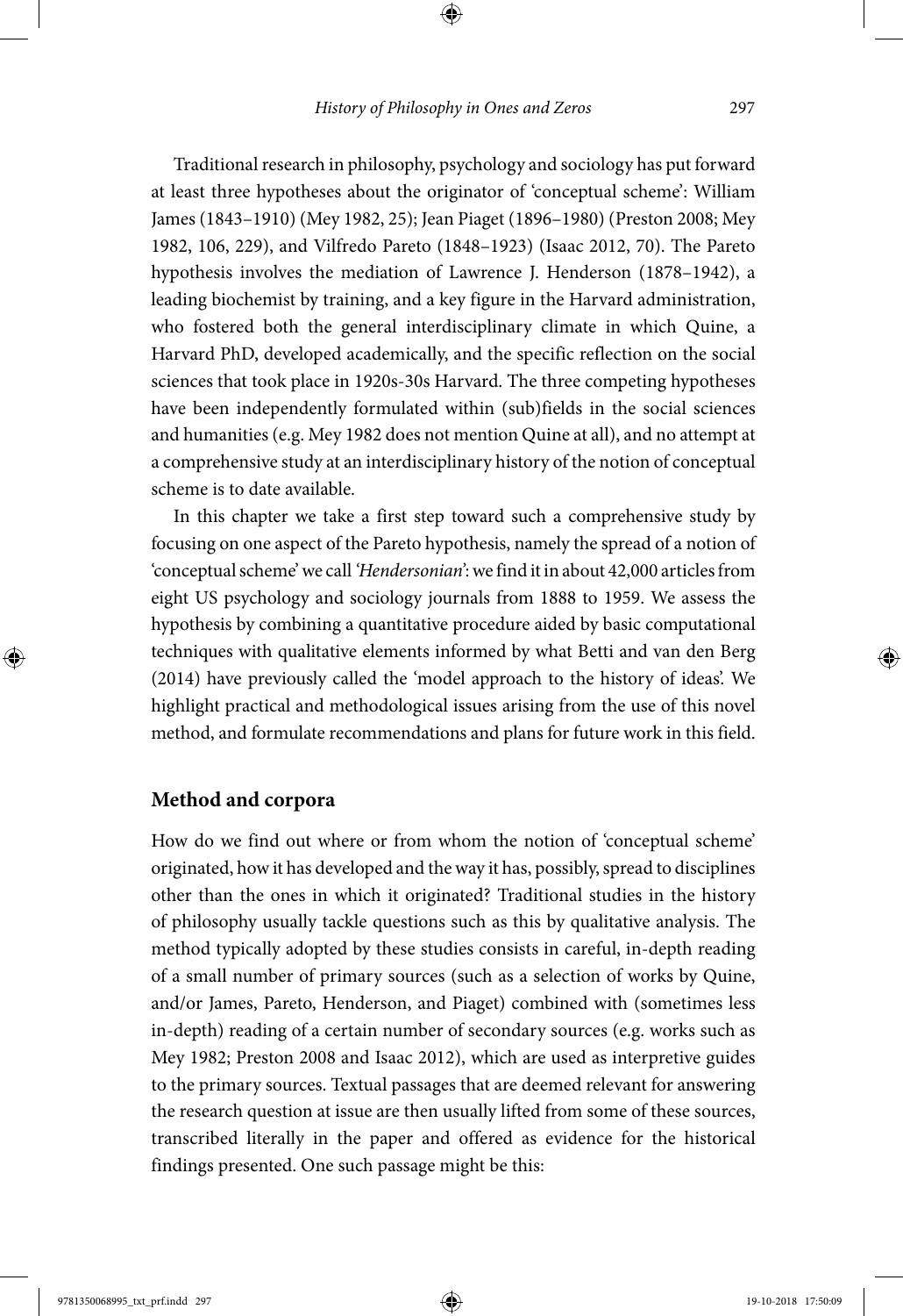Traditional research in philosophy, psychology and sociology has put forward at least three hypotheses about the originator of 'conceptual scheme': William James (1843–1910) (Mey 1982, 25); Jean Piaget (1896–1980) (Preston 2008; Mey 1982, 106, 229), and Vilfredo Pareto (1848–1923) (Isaac 2012, 70). The Pareto hypothesis involves the mediation of Lawrence J. Henderson (1878–1942), a leading biochemist by training, and a key figure in the Harvard administration, who fostered both the general interdisciplinary climate in which Quine, a Harvard PhD, developed academically, and the specific reflection on the social sciences that took place in 1920s-30s Harvard. The three competing hypotheses have been independently formulated within (sub)fields in the social sciences and humanities (e.g. Mey 1982 does not mention Quine at all), and no attempt at a comprehensive study at an interdisciplinary history of the notion of conceptual scheme is to date available.

In this chapter we take a first step toward such a comprehensive study by focusing on one aspect of the Pareto hypothesis, namely the spread of a notion of 'conceptual scheme' we call *'Hendersonian'*: we find it in about 42,000 articles from eight US psychology and sociology journals from 1888 to 1959. We assess the hypothesis by combining a quantitative procedure aided by basic computational techniques with qualitative elements informed by what Betti and van den Berg (2014) have previously called the 'model approach to the history of ideas'. We highlight practical and methodological issues arising from the use of this novel method, and formulate recommendations and plans for future work in this field.

## Method and corpora

How do we find out where or from whom the notion of 'conceptual scheme' originated, how it has developed and the way it has, possibly, spread to disciplines other than the ones in which it originated? Traditional studies in the history of philosophy usually tackle questions such as this by qualitative analysis. The method typically adopted by these studies consists in careful, in-depth reading of a small number of primary sources (such as a selection of works by Quine, and/or James, Pareto, Henderson, and Piaget) combined with (sometimes less in-depth) reading of a certain number of secondary sources (e.g. works such as Mey 1982; Preston 2008 and Isaac 2012), which are used as interpretive guides to the primary sources. Textual passages that are deemed relevant for answering the research question at issue are then usually lifted from some of these sources, transcribed literally in the paper and offered as evidence for the historical findings presented. One such passage might be this: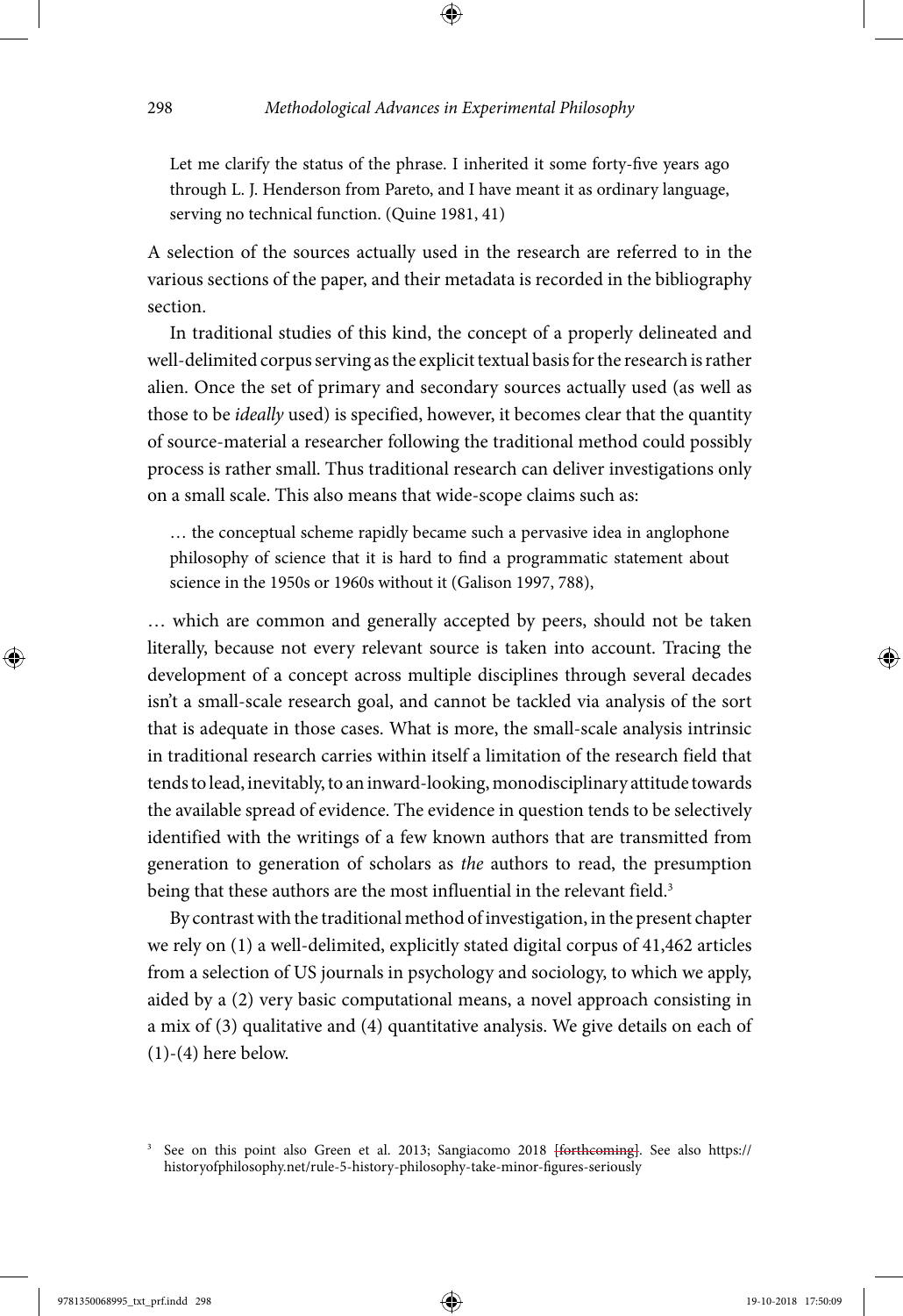> Let me clarify the status of the phrase. I inherited it some forty-five years ago through L. J. Henderson from Pareto, and I have meant it as ordinary language, serving no technical function. (Quine 1981, 41)

A selection of the sources actually used in the research are referred to in the various sections of the paper, and their metadata is recorded in the bibliography section.

In traditional studies of this kind, the concept of a properly delineated and well-delimited corpus serving as the explicit textual basis for the research is rather alien. Once the set of primary and secondary sources actually used (as well as those to be *ideally* used) is specified, however, it becomes clear that the quantity of source-material a researcher following the traditional method could possibly process is rather small. Thus traditional research can deliver investigations only on a small scale. This also means that wide-scope claims such as:

> … the conceptual scheme rapidly became such a pervasive idea in anglophone philosophy of science that it is hard to find a programmatic statement about science in the 1950s or 1960s without it (Galison 1997, 788),

… which are common and generally accepted by peers, should not be taken literally, because not every relevant source is taken into account. Tracing the development of a concept across multiple disciplines through several decades isn't a small-scale research goal, and cannot be tackled via analysis of the sort that is adequate in those cases. What is more, the small-scale analysis intrinsic in traditional research carries within itself a limitation of the research field that tends to lead, inevitably, to an inward-looking, monodisciplinary attitude towards the available spread of evidence. The evidence in question tends to be selectively identified with the writings of a few known authors that are transmitted from generation to generation of scholars as *the* authors to read, the presumption being that these authors are the most influential in the relevant field.[3]

By contrast with the traditional method of investigation, in the present chapter we rely on (1) a well-delimited, explicitly stated digital corpus of 41,462 articles from a selection of US journals in psychology and sociology, to which we apply, aided by a (2) very basic computational means, a novel approach consisting in a mix of (3) qualitative and (4) quantitative analysis. We give details on each of (1)-(4) here below.

[3] See on this point also Green et al. 2013; Sangiacomo 2018 ~~[forthcoming]~~. See also https://historyofphilosophy.net/rule-5-history-philosophy-take-minor-figures-seriously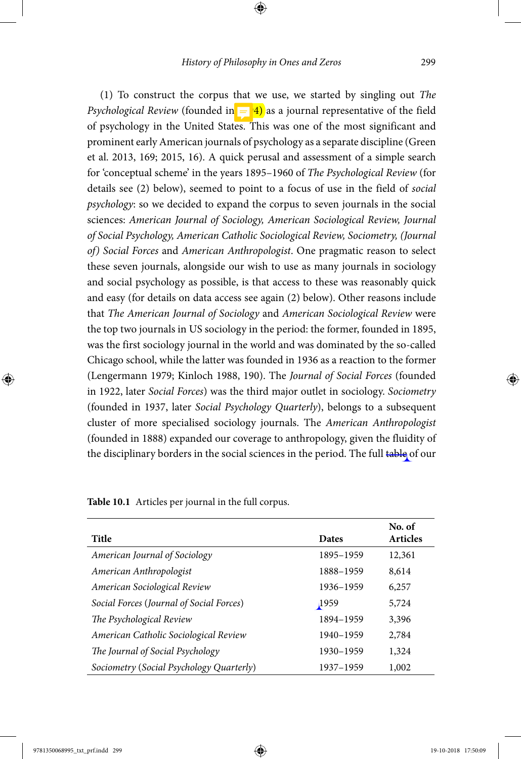(1) To construct the corpus that we use, we started by singling out *The Psychological Review* (founded in 4) as a journal representative of the field of psychology in the United States. This was one of the most significant and prominent early American journals of psychology as a separate discipline (Green et al. 2013, 169; 2015, 16). A quick perusal and assessment of a simple search for 'conceptual scheme' in the years 1895–1960 of *The Psychological Review* (for details see (2) below), seemed to point to a focus of use in the field of *social psychology*: so we decided to expand the corpus to seven journals in the social sciences: *American Journal of Sociology, American Sociological Review, Journal of Social Psychology, American Catholic Sociological Review, Sociometry, (Journal of) Social Forces* and *American Anthropologist*. One pragmatic reason to select these seven journals, alongside our wish to use as many journals in sociology and social psychology as possible, is that access to these was reasonably quick and easy (for details on data access see again (2) below). Other reasons include that *The American Journal of Sociology* and *American Sociological Review* were the top two journals in US sociology in the period: the former, founded in 1895, was the first sociology journal in the world and was dominated by the so-called Chicago school, while the latter was founded in 1936 as a reaction to the former (Lengermann 1979; Kinloch 1988, 190). The *Journal of Social Forces* (founded in 1922, later *Social Forces*) was the third major outlet in sociology. *Sociometry* (founded in 1937, later *Social Psychology Quarterly*), belongs to a subsequent cluster of more specialised sociology journals. The *American Anthropologist* (founded in 1888) expanded our coverage to anthropology, given the fluidity of the disciplinary borders in the social sciences in the period. The full table of our

**Table 10.1** Articles per journal in the full corpus.

| Title | Dates | No. of Articles |
|---|---|---|
| *American Journal of Sociology* | 1895–1959 | 12,361 |
| *American Anthropologist* | 1888–1959 | 8,614 |
| *American Sociological Review* | 1936–1959 | 6,257 |
| *Social Forces* (*Journal of Social Forces*) | 1959 | 5,724 |
| *The Psychological Review* | 1894–1959 | 3,396 |
| *American Catholic Sociological Review* | 1940–1959 | 2,784 |
| *The Journal of Social Psychology* | 1930–1959 | 1,324 |
| *Sociometry* (*Social Psychology Quarterly*) | 1937–1959 | 1,002 |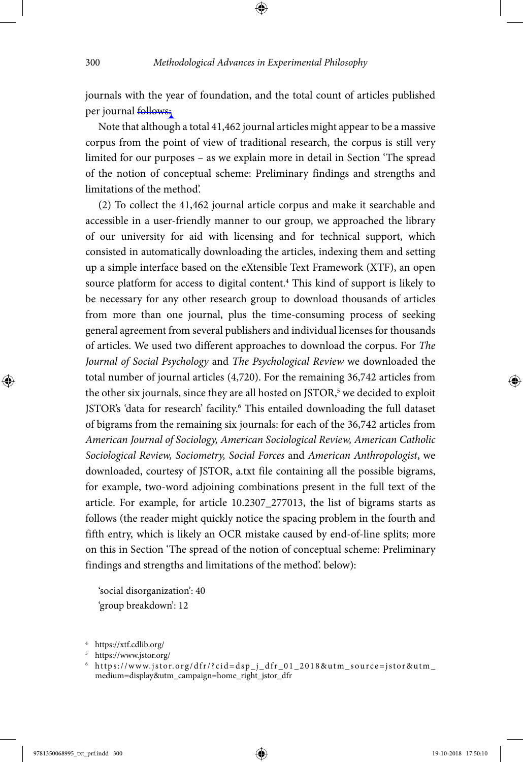journals with the year of foundation, and the total count of articles published per journal follows:

Note that although a total 41,462 journal articles might appear to be a massive corpus from the point of view of traditional research, the corpus is still very limited for our purposes – as we explain more in detail in Section 'The spread of the notion of conceptual scheme: Preliminary findings and strengths and limitations of the method'.

(2) To collect the 41,462 journal article corpus and make it searchable and accessible in a user-friendly manner to our group, we approached the library of our university for aid with licensing and for technical support, which consisted in automatically downloading the articles, indexing them and setting up a simple interface based on the eXtensible Text Framework (XTF), an open source platform for access to digital content.[4] This kind of support is likely to be necessary for any other research group to download thousands of articles from more than one journal, plus the time-consuming process of seeking general agreement from several publishers and individual licenses for thousands of articles. We used two different approaches to download the corpus. For *The Journal of Social Psychology* and *The Psychological Review* we downloaded the total number of journal articles (4,720). For the remaining 36,742 articles from the other six journals, since they are all hosted on JSTOR,[5] we decided to exploit JSTOR's 'data for research' facility.[6] This entailed downloading the full dataset of bigrams from the remaining six journals: for each of the 36,742 articles from *American Journal of Sociology, American Sociological Review, American Catholic Sociological Review, Sociometry, Social Forces* and *American Anthropologist*, we downloaded, courtesy of JSTOR, a.txt file containing all the possible bigrams, for example, two-word adjoining combinations present in the full text of the article. For example, for article 10.2307_277013, the list of bigrams starts as follows (the reader might quickly notice the spacing problem in the fourth and fifth entry, which is likely an OCR mistake caused by end-of-line splits; more on this in Section 'The spread of the notion of conceptual scheme: Preliminary findings and strengths and limitations of the method'. below):

'social disorganization': 40
'group breakdown': 12

[4] https://xtf.cdlib.org/

[5] https://www.jstor.org/

[6] https://www.jstor.org/dfr/?cid=dsp_j_dfr_01_2018&utm_source=jstor&utm_medium=display&utm_campaign=home_right_jstor_dfr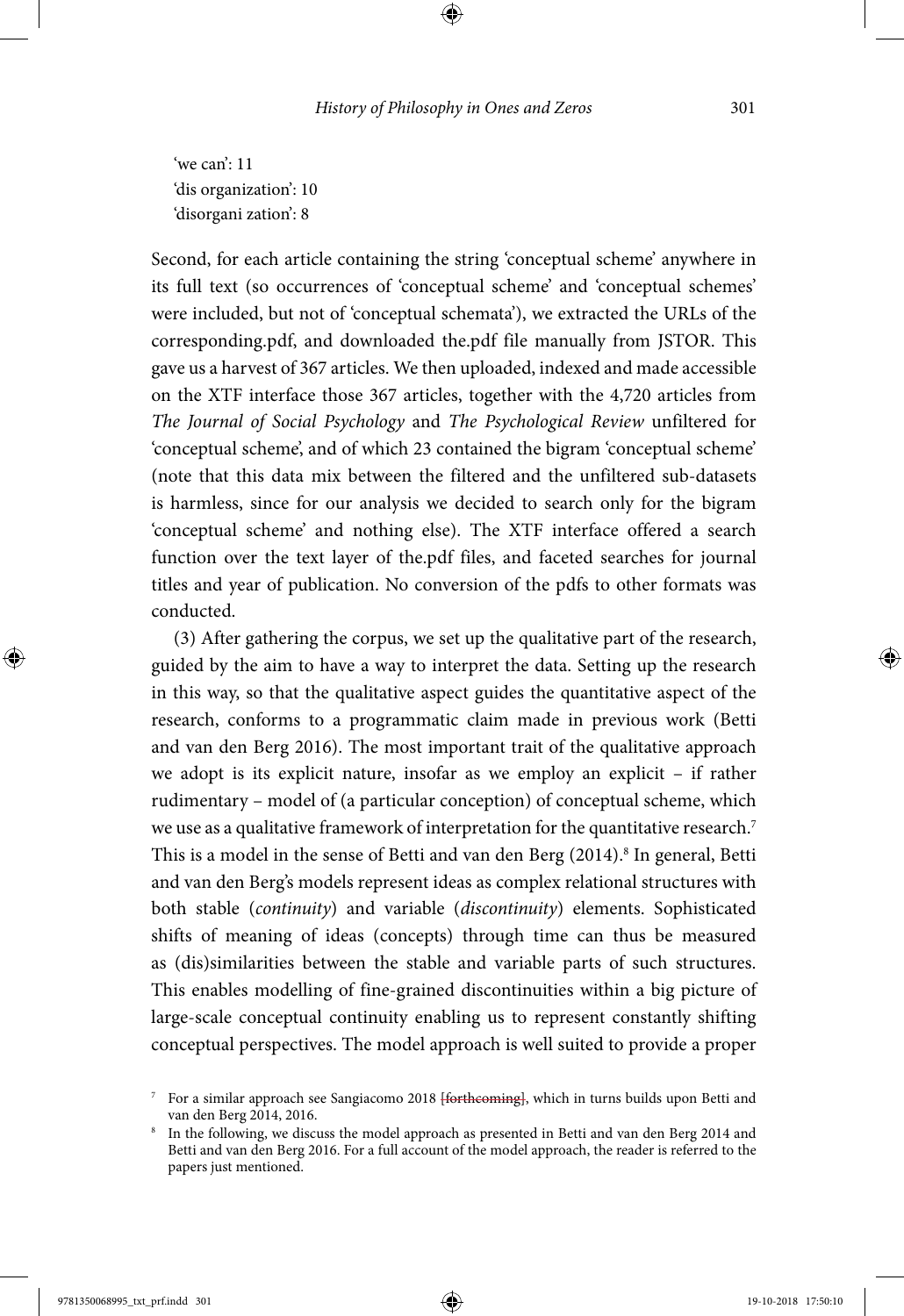'we can': 11
'dis organization': 10
'disorgani zation': 8

Second, for each article containing the string 'conceptual scheme' anywhere in its full text (so occurrences of 'conceptual scheme' and 'conceptual schemes' were included, but not of 'conceptual schemata'), we extracted the URLs of the corresponding.pdf, and downloaded the.pdf file manually from JSTOR. This gave us a harvest of 367 articles. We then uploaded, indexed and made accessible on the XTF interface those 367 articles, together with the 4,720 articles from *The Journal of Social Psychology* and *The Psychological Review* unfiltered for 'conceptual scheme', and of which 23 contained the bigram 'conceptual scheme' (note that this data mix between the filtered and the unfiltered sub-datasets is harmless, since for our analysis we decided to search only for the bigram 'conceptual scheme' and nothing else). The XTF interface offered a search function over the text layer of the.pdf files, and faceted searches for journal titles and year of publication. No conversion of the pdfs to other formats was conducted.

(3) After gathering the corpus, we set up the qualitative part of the research, guided by the aim to have a way to interpret the data. Setting up the research in this way, so that the qualitative aspect guides the quantitative aspect of the research, conforms to a programmatic claim made in previous work (Betti and van den Berg 2016). The most important trait of the qualitative approach we adopt is its explicit nature, insofar as we employ an explicit – if rather rudimentary – model of (a particular conception) of conceptual scheme, which we use as a qualitative framework of interpretation for the quantitative research.[7] This is a model in the sense of Betti and van den Berg (2014).[8] In general, Betti and van den Berg's models represent ideas as complex relational structures with both stable (*continuity*) and variable (*discontinuity*) elements. Sophisticated shifts of meaning of ideas (concepts) through time can thus be measured as (dis)similarities between the stable and variable parts of such structures. This enables modelling of fine-grained discontinuities within a big picture of large-scale conceptual continuity enabling us to represent constantly shifting conceptual perspectives. The model approach is well suited to provide a proper

[7] For a similar approach see Sangiacomo 2018 ~~[forthcoming]~~, which in turns builds upon Betti and van den Berg 2014, 2016.

[8] In the following, we discuss the model approach as presented in Betti and van den Berg 2014 and Betti and van den Berg 2016. For a full account of the model approach, the reader is referred to the papers just mentioned.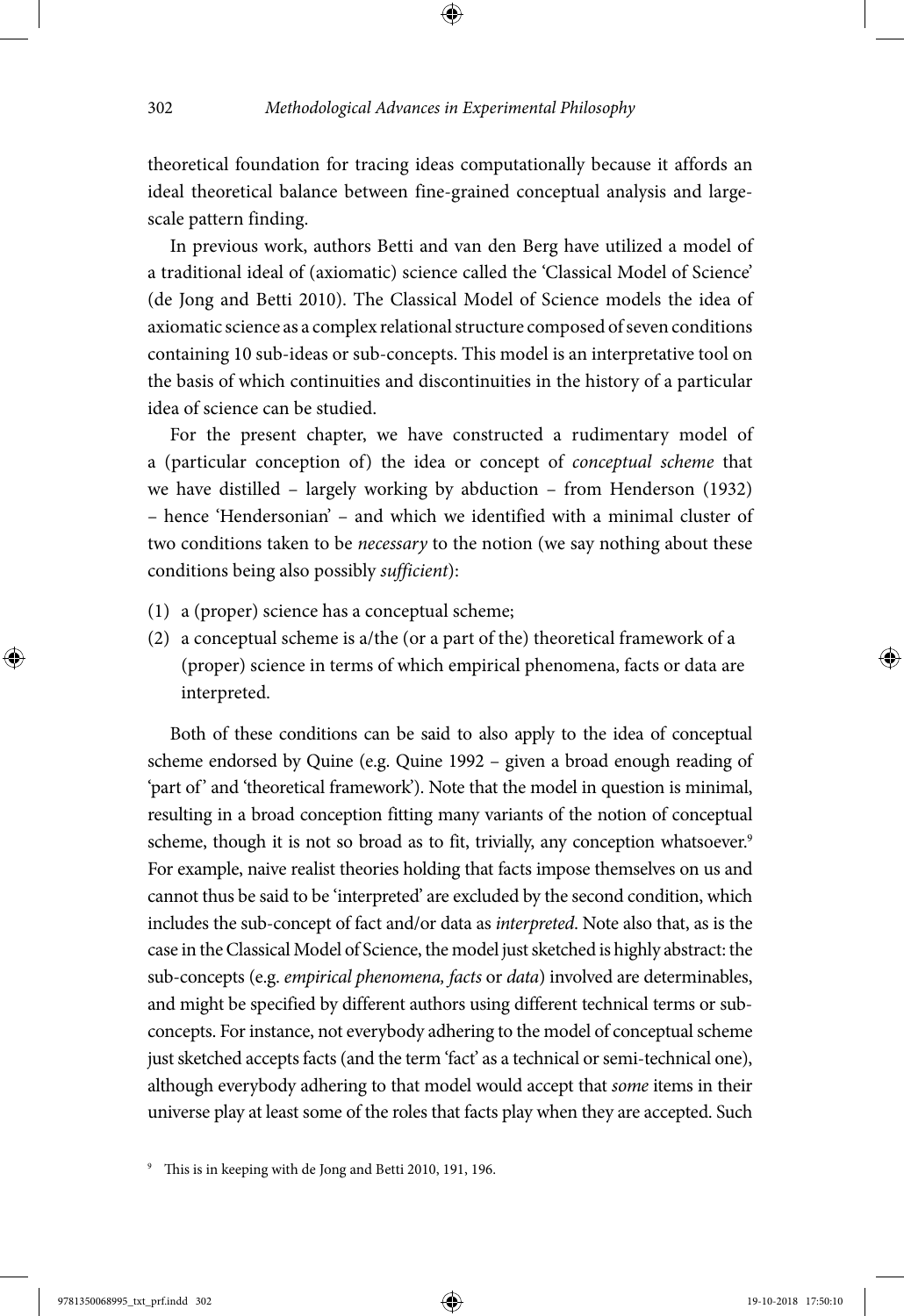theoretical foundation for tracing ideas computationally because it affords an ideal theoretical balance between fine-grained conceptual analysis and large-scale pattern finding.

In previous work, authors Betti and van den Berg have utilized a model of a traditional ideal of (axiomatic) science called the 'Classical Model of Science' (de Jong and Betti 2010). The Classical Model of Science models the idea of axiomatic science as a complex relational structure composed of seven conditions containing 10 sub-ideas or sub-concepts. This model is an interpretative tool on the basis of which continuities and discontinuities in the history of a particular idea of science can be studied.

For the present chapter, we have constructed a rudimentary model of a (particular conception of) the idea or concept of *conceptual scheme* that we have distilled – largely working by abduction – from Henderson (1932) – hence 'Hendersonian' – and which we identified with a minimal cluster of two conditions taken to be *necessary* to the notion (we say nothing about these conditions being also possibly *sufficient*):

(1) a (proper) science has a conceptual scheme;
(2) a conceptual scheme is a/the (or a part of the) theoretical framework of a (proper) science in terms of which empirical phenomena, facts or data are interpreted.

Both of these conditions can be said to also apply to the idea of conceptual scheme endorsed by Quine (e.g. Quine 1992 – given a broad enough reading of 'part of' and 'theoretical framework'). Note that the model in question is minimal, resulting in a broad conception fitting many variants of the notion of conceptual scheme, though it is not so broad as to fit, trivially, any conception whatsoever.[9] For example, naive realist theories holding that facts impose themselves on us and cannot thus be said to be 'interpreted' are excluded by the second condition, which includes the sub-concept of fact and/or data as *interpreted*. Note also that, as is the case in the Classical Model of Science, the model just sketched is highly abstract: the sub-concepts (e.g. *empirical phenomena, facts* or *data*) involved are determinables, and might be specified by different authors using different technical terms or sub-concepts. For instance, not everybody adhering to the model of conceptual scheme just sketched accepts facts (and the term 'fact' as a technical or semi-technical one), although everybody adhering to that model would accept that *some* items in their universe play at least some of the roles that facts play when they are accepted. Such

[9] This is in keeping with de Jong and Betti 2010, 191, 196.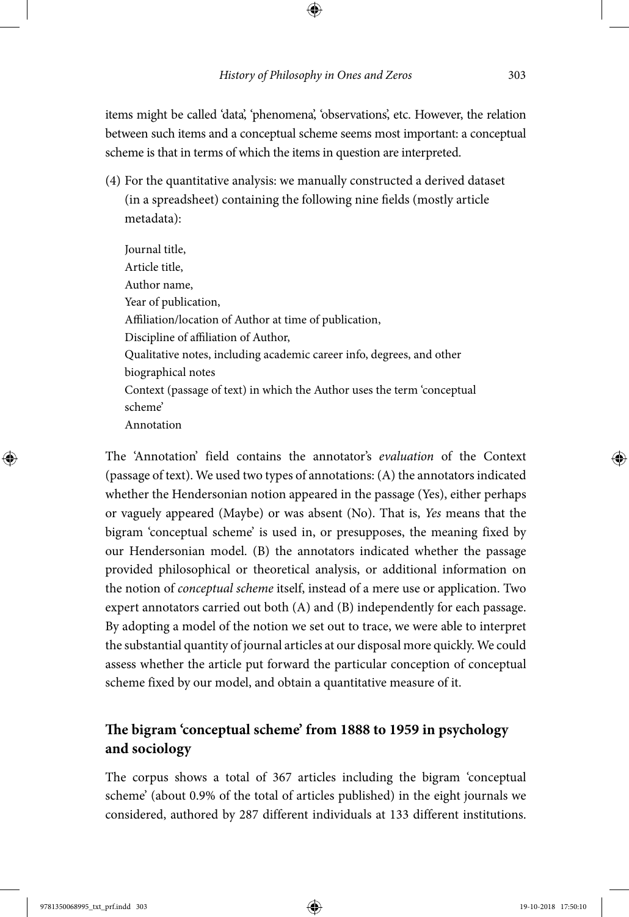items might be called 'data', 'phenomena', 'observations', etc. However, the relation between such items and a conceptual scheme seems most important: a conceptual scheme is that in terms of which the items in question are interpreted.

(4) For the quantitative analysis: we manually constructed a derived dataset (in a spreadsheet) containing the following nine fields (mostly article metadata):

Journal title,
Article title,
Author name,
Year of publication,
Affiliation/location of Author at time of publication,
Discipline of affiliation of Author,
Qualitative notes, including academic career info, degrees, and other biographical notes
Context (passage of text) in which the Author uses the term 'conceptual scheme'
Annotation

The 'Annotation' field contains the annotator's *evaluation* of the Context (passage of text). We used two types of annotations: (A) the annotators indicated whether the Hendersonian notion appeared in the passage (Yes), either perhaps or vaguely appeared (Maybe) or was absent (No). That is, *Yes* means that the bigram 'conceptual scheme' is used in, or presupposes, the meaning fixed by our Hendersonian model. (B) the annotators indicated whether the passage provided philosophical or theoretical analysis, or additional information on the notion of *conceptual scheme* itself, instead of a mere use or application. Two expert annotators carried out both (A) and (B) independently for each passage. By adopting a model of the notion we set out to trace, we were able to interpret the substantial quantity of journal articles at our disposal more quickly. We could assess whether the article put forward the particular conception of conceptual scheme fixed by our model, and obtain a quantitative measure of it.

## The bigram 'conceptual scheme' from 1888 to 1959 in psychology and sociology

The corpus shows a total of 367 articles including the bigram 'conceptual scheme' (about 0.9% of the total of articles published) in the eight journals we considered, authored by 287 different individuals at 133 different institutions.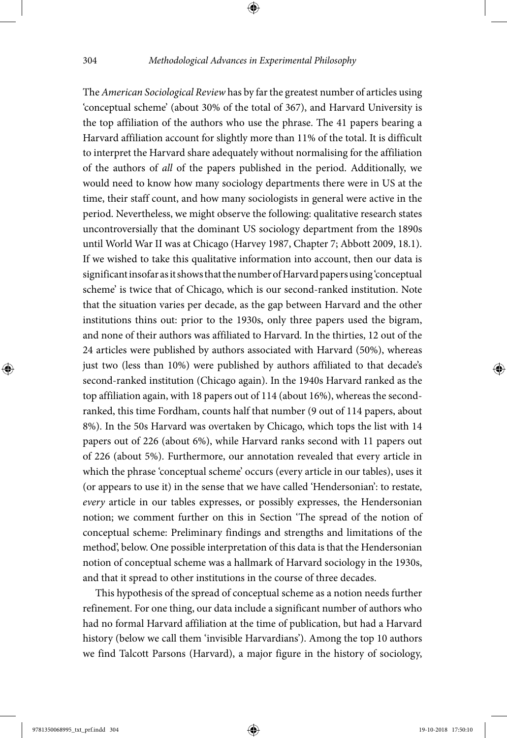The *American Sociological Review* has by far the greatest number of articles using 'conceptual scheme' (about 30% of the total of 367), and Harvard University is the top affiliation of the authors who use the phrase. The 41 papers bearing a Harvard affiliation account for slightly more than 11% of the total. It is difficult to interpret the Harvard share adequately without normalising for the affiliation of the authors of *all* of the papers published in the period. Additionally, we would need to know how many sociology departments there were in US at the time, their staff count, and how many sociologists in general were active in the period. Nevertheless, we might observe the following: qualitative research states uncontroversially that the dominant US sociology department from the 1890s until World War II was at Chicago (Harvey 1987, Chapter 7; Abbott 2009, 18.1). If we wished to take this qualitative information into account, then our data is significant insofar as it shows that the number of Harvard papers using 'conceptual scheme' is twice that of Chicago, which is our second-ranked institution. Note that the situation varies per decade, as the gap between Harvard and the other institutions thins out: prior to the 1930s, only three papers used the bigram, and none of their authors was affiliated to Harvard. In the thirties, 12 out of the 24 articles were published by authors associated with Harvard (50%), whereas just two (less than 10%) were published by authors affiliated to that decade's second-ranked institution (Chicago again). In the 1940s Harvard ranked as the top affiliation again, with 18 papers out of 114 (about 16%), whereas the second-ranked, this time Fordham, counts half that number (9 out of 114 papers, about 8%). In the 50s Harvard was overtaken by Chicago, which tops the list with 14 papers out of 226 (about 6%), while Harvard ranks second with 11 papers out of 226 (about 5%). Furthermore, our annotation revealed that every article in which the phrase 'conceptual scheme' occurs (every article in our tables), uses it (or appears to use it) in the sense that we have called 'Hendersonian': to restate, *every* article in our tables expresses, or possibly expresses, the Hendersonian notion; we comment further on this in Section 'The spread of the notion of conceptual scheme: Preliminary findings and strengths and limitations of the method', below. One possible interpretation of this data is that the Hendersonian notion of conceptual scheme was a hallmark of Harvard sociology in the 1930s, and that it spread to other institutions in the course of three decades.

This hypothesis of the spread of conceptual scheme as a notion needs further refinement. For one thing, our data include a significant number of authors who had no formal Harvard affiliation at the time of publication, but had a Harvard history (below we call them 'invisible Harvardians'). Among the top 10 authors we find Talcott Parsons (Harvard), a major figure in the history of sociology,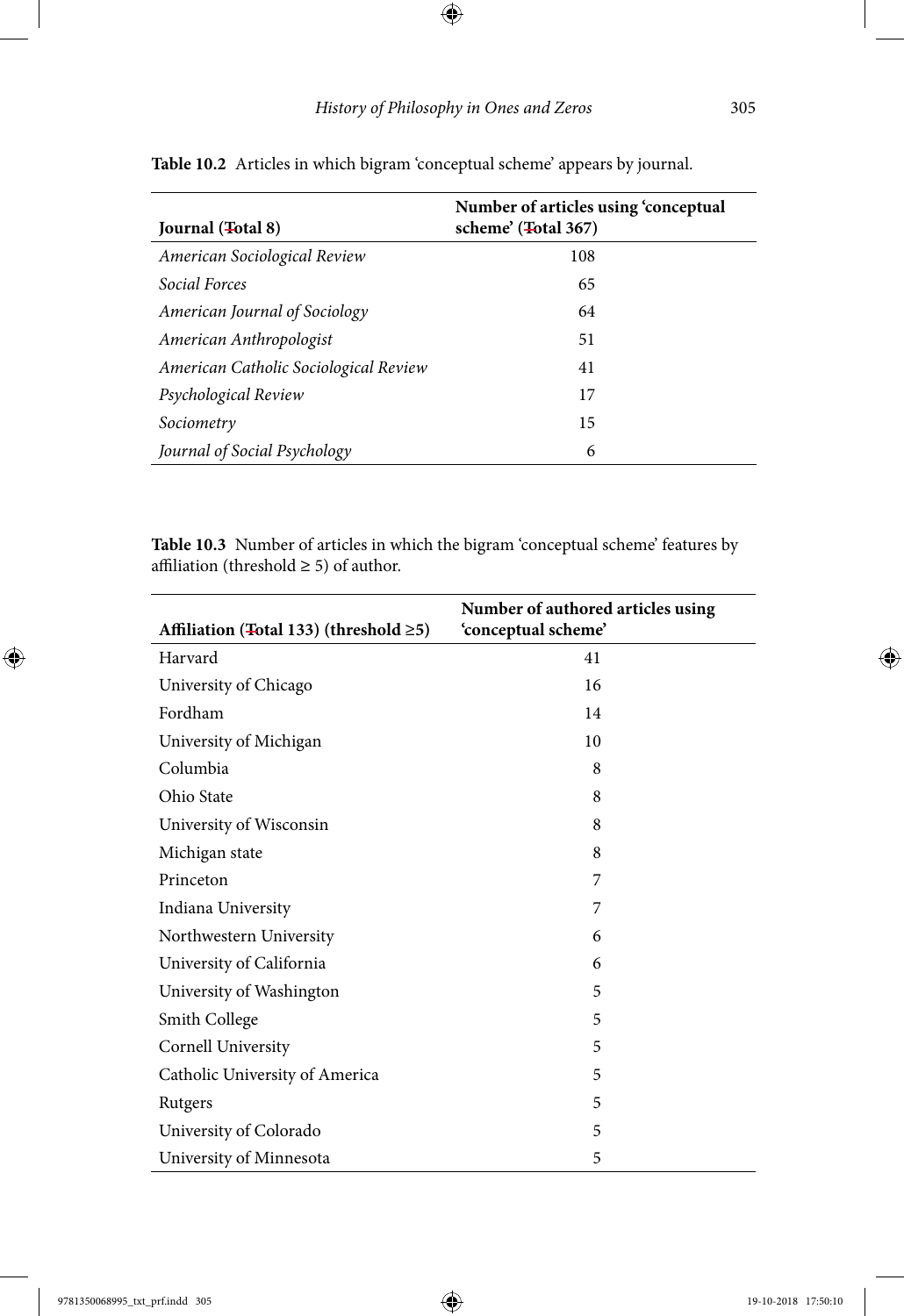**Table 10.2** Articles in which bigram 'conceptual scheme' appears by journal.

| Journal (Total 8) | Number of articles using 'conceptual scheme' (Total 367) |
|---|---|
| *American Sociological Review* | 108 |
| *Social Forces* | 65 |
| *American Journal of Sociology* | 64 |
| *American Anthropologist* | 51 |
| *American Catholic Sociological Review* | 41 |
| *Psychological Review* | 17 |
| *Sociometry* | 15 |
| *Journal of Social Psychology* | 6 |

**Table 10.3** Number of articles in which the bigram 'conceptual scheme' features by affiliation (threshold ≥ 5) of author.

| Affiliation (Total 133) (threshold ≥5) | Number of authored articles using 'conceptual scheme' |
|---|---|
| Harvard | 41 |
| University of Chicago | 16 |
| Fordham | 14 |
| University of Michigan | 10 |
| Columbia | 8 |
| Ohio State | 8 |
| University of Wisconsin | 8 |
| Michigan state | 8 |
| Princeton | 7 |
| Indiana University | 7 |
| Northwestern University | 6 |
| University of California | 6 |
| University of Washington | 5 |
| Smith College | 5 |
| Cornell University | 5 |
| Catholic University of America | 5 |
| Rutgers | 5 |
| University of Colorado | 5 |
| University of Minnesota | 5 |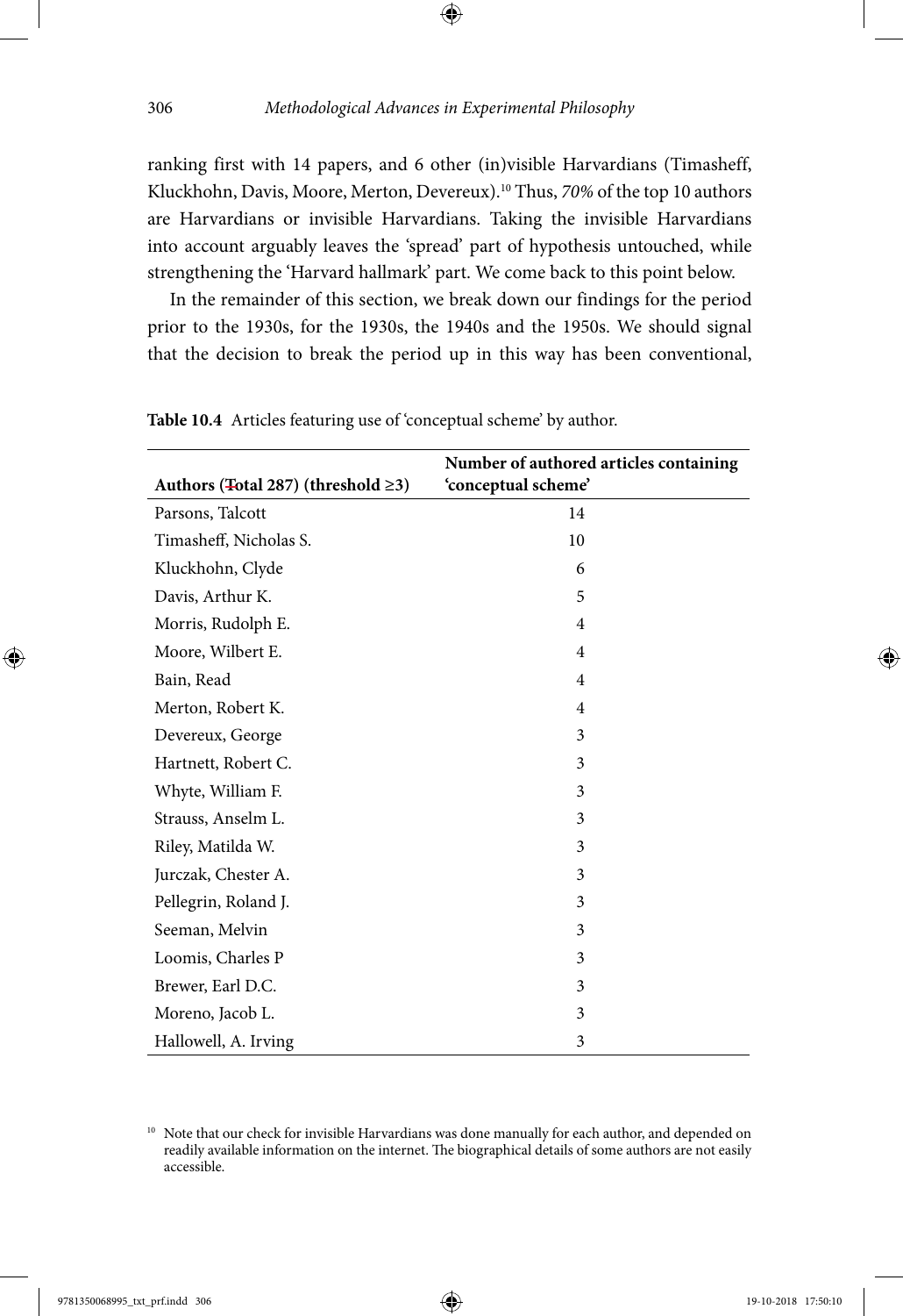ranking first with 14 papers, and 6 other (in)visible Harvardians (Timasheff, Kluckhohn, Davis, Moore, Merton, Devereux).[10] Thus, *70%* of the top 10 authors are Harvardians or invisible Harvardians. Taking the invisible Harvardians into account arguably leaves the 'spread' part of hypothesis untouched, while strengthening the 'Harvard hallmark' part. We come back to this point below.

In the remainder of this section, we break down our findings for the period prior to the 1930s, for the 1930s, the 1940s and the 1950s. We should signal that the decision to break the period up in this way has been conventional,

**Table 10.4** Articles featuring use of 'conceptual scheme' by author.

| Authors (Total 287) (threshold ≥3) | Number of authored articles containing 'conceptual scheme' |
|---|---|
| Parsons, Talcott | 14 |
| Timasheff, Nicholas S. | 10 |
| Kluckhohn, Clyde | 6 |
| Davis, Arthur K. | 5 |
| Morris, Rudolph E. | 4 |
| Moore, Wilbert E. | 4 |
| Bain, Read | 4 |
| Merton, Robert K. | 4 |
| Devereux, George | 3 |
| Hartnett, Robert C. | 3 |
| Whyte, William F. | 3 |
| Strauss, Anselm L. | 3 |
| Riley, Matilda W. | 3 |
| Jurczak, Chester A. | 3 |
| Pellegrin, Roland J. | 3 |
| Seeman, Melvin | 3 |
| Loomis, Charles P | 3 |
| Brewer, Earl D.C. | 3 |
| Moreno, Jacob L. | 3 |
| Hallowell, A. Irving | 3 |

[10] Note that our check for invisible Harvardians was done manually for each author, and depended on readily available information on the internet. The biographical details of some authors are not easily accessible.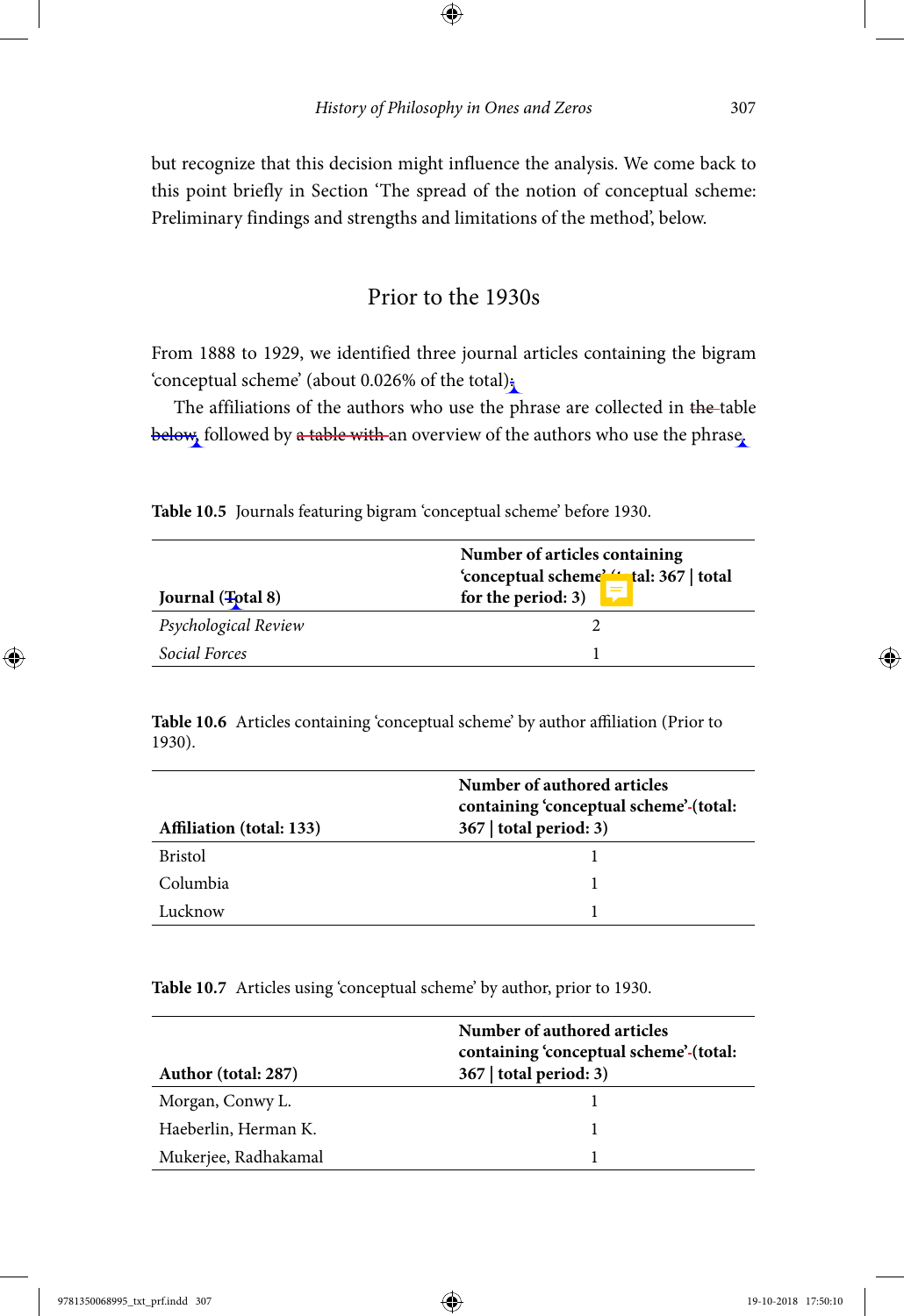but recognize that this decision might influence the analysis. We come back to this point briefly in Section 'The spread of the notion of conceptual scheme: Preliminary findings and strengths and limitations of the method', below.

## Prior to the 1930s

From 1888 to 1929, we identified three journal articles containing the bigram 'conceptual scheme' (about 0.026% of the total);

The affiliations of the authors who use the phrase are collected in the table below, followed by a table with an overview of the authors who use the phrase.

**Table 10.5** Journals featuring bigram 'conceptual scheme' before 1930.

| Journal (Total 8) | Number of articles containing 'conceptual scheme' (total: 367 \| total for the period: 3) |
|---|---|
| *Psychological Review* | 2 |
| *Social Forces* | 1 |

**Table 10.6** Articles containing 'conceptual scheme' by author affiliation (Prior to 1930).

| Affiliation (total: 133) | Number of authored articles containing 'conceptual scheme' (total: 367 \| total period: 3) |
|---|---|
| Bristol | 1 |
| Columbia | 1 |
| Lucknow | 1 |

**Table 10.7** Articles using 'conceptual scheme' by author, prior to 1930.

| Author (total: 287) | Number of authored articles containing 'conceptual scheme' (total: 367 \| total period: 3) |
|---|---|
| Morgan, Conwy L. | 1 |
| Haeberlin, Herman K. | 1 |
| Mukerjee, Radhakamal | 1 |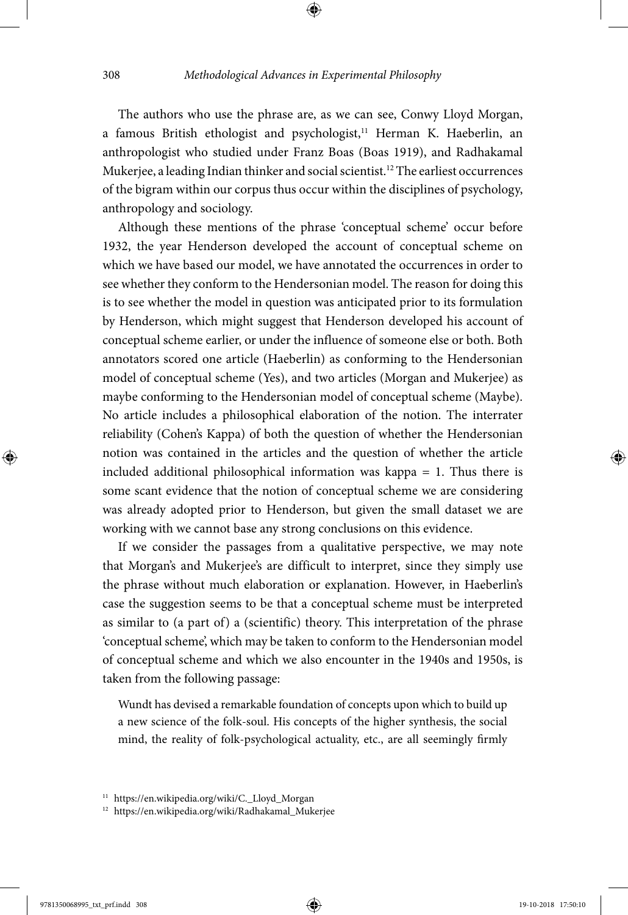The authors who use the phrase are, as we can see, Conwy Lloyd Morgan, a famous British ethologist and psychologist,[11] Herman K. Haeberlin, an anthropologist who studied under Franz Boas (Boas 1919), and Radhakamal Mukerjee, a leading Indian thinker and social scientist.[12] The earliest occurrences of the bigram within our corpus thus occur within the disciplines of psychology, anthropology and sociology.

Although these mentions of the phrase 'conceptual scheme' occur before 1932, the year Henderson developed the account of conceptual scheme on which we have based our model, we have annotated the occurrences in order to see whether they conform to the Hendersonian model. The reason for doing this is to see whether the model in question was anticipated prior to its formulation by Henderson, which might suggest that Henderson developed his account of conceptual scheme earlier, or under the influence of someone else or both. Both annotators scored one article (Haeberlin) as conforming to the Hendersonian model of conceptual scheme (Yes), and two articles (Morgan and Mukerjee) as maybe conforming to the Hendersonian model of conceptual scheme (Maybe). No article includes a philosophical elaboration of the notion. The interrater reliability (Cohen's Kappa) of both the question of whether the Hendersonian notion was contained in the articles and the question of whether the article included additional philosophical information was kappa = 1. Thus there is some scant evidence that the notion of conceptual scheme we are considering was already adopted prior to Henderson, but given the small dataset we are working with we cannot base any strong conclusions on this evidence.

If we consider the passages from a qualitative perspective, we may note that Morgan's and Mukerjee's are difficult to interpret, since they simply use the phrase without much elaboration or explanation. However, in Haeberlin's case the suggestion seems to be that a conceptual scheme must be interpreted as similar to (a part of) a (scientific) theory. This interpretation of the phrase 'conceptual scheme', which may be taken to conform to the Hendersonian model of conceptual scheme and which we also encounter in the 1940s and 1950s, is taken from the following passage:

> Wundt has devised a remarkable foundation of concepts upon which to build up a new science of the folk-soul. His concepts of the higher synthesis, the social mind, the reality of folk-psychological actuality, etc., are all seemingly firmly

[11] https://en.wikipedia.org/wiki/C._Lloyd_Morgan

[12] https://en.wikipedia.org/wiki/Radhakamal_Mukerjee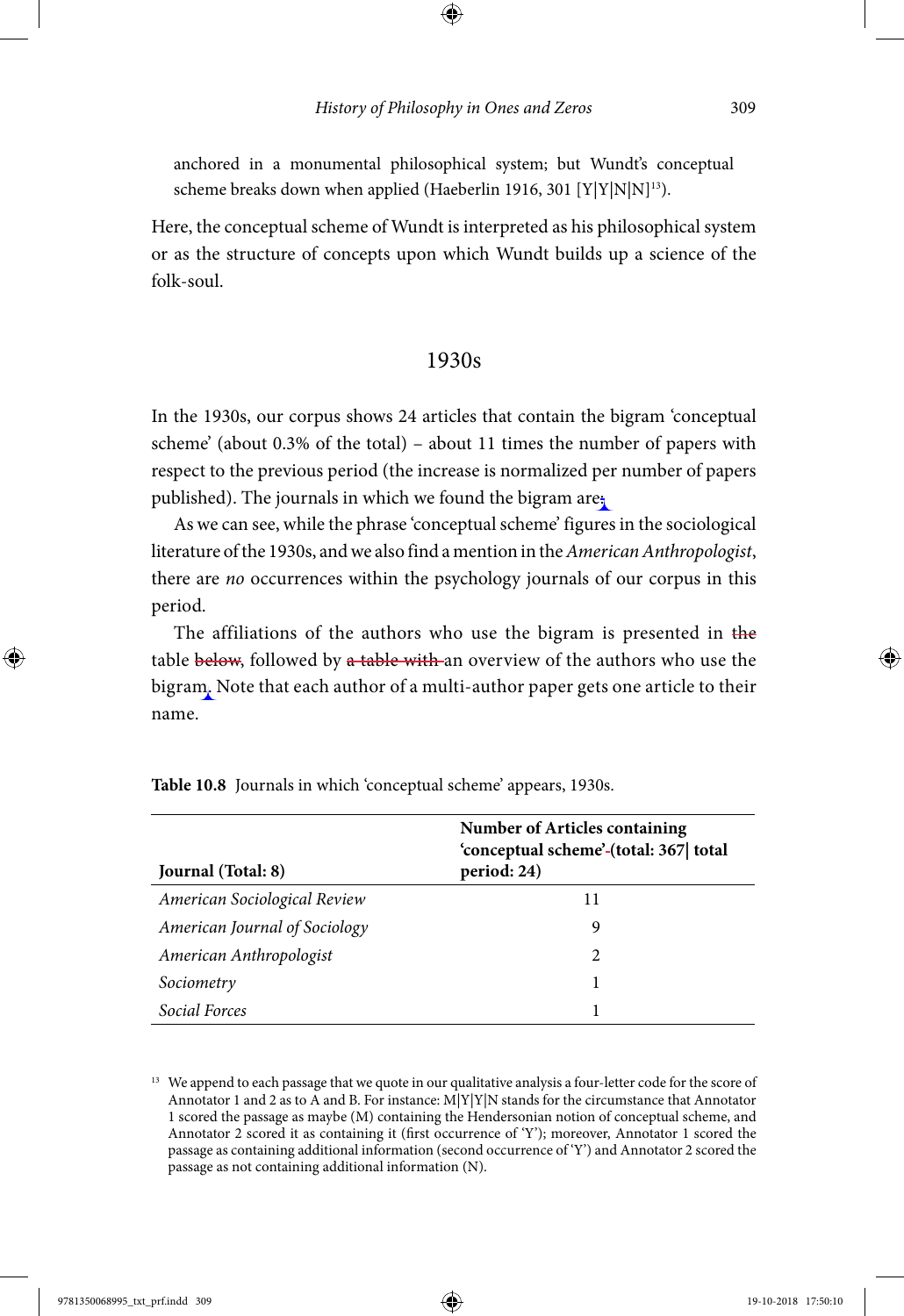anchored in a monumental philosophical system; but Wundt's conceptual scheme breaks down when applied (Haeberlin 1916, 301 [Y|Y|N|N][13]).

Here, the conceptual scheme of Wundt is interpreted as his philosophical system or as the structure of concepts upon which Wundt builds up a science of the folk-soul.

## 1930s

In the 1930s, our corpus shows 24 articles that contain the bigram 'conceptual scheme' (about 0.3% of the total) – about 11 times the number of papers with respect to the previous period (the increase is normalized per number of papers published). The journals in which we found the bigram are:

As we can see, while the phrase 'conceptual scheme' figures in the sociological literature of the 1930s, and we also find a mention in the *American Anthropologist*, there are *no* occurrences within the psychology journals of our corpus in this period.

The affiliations of the authors who use the bigram is presented in ~~the~~ table ~~below~~, followed by ~~a table with~~ an overview of the authors who use the bigram. Note that each author of a multi-author paper gets one article to their name.

**Table 10.8** Journals in which 'conceptual scheme' appears, 1930s.

| Journal (Total: 8) | Number of Articles containing 'conceptual scheme' (total: 367\| total period: 24) |
|---|---|
| *American Sociological Review* | 11 |
| *American Journal of Sociology* | 9 |
| *American Anthropologist* | 2 |
| *Sociometry* | 1 |
| *Social Forces* | 1 |

[13] We append to each passage that we quote in our qualitative analysis a four-letter code for the score of Annotator 1 and 2 as to A and B. For instance: M|Y|Y|N stands for the circumstance that Annotator 1 scored the passage as maybe (M) containing the Hendersonian notion of conceptual scheme, and Annotator 2 scored it as containing it (first occurrence of 'Y'); moreover, Annotator 1 scored the passage as containing additional information (second occurrence of 'Y') and Annotator 2 scored the passage as not containing additional information (N).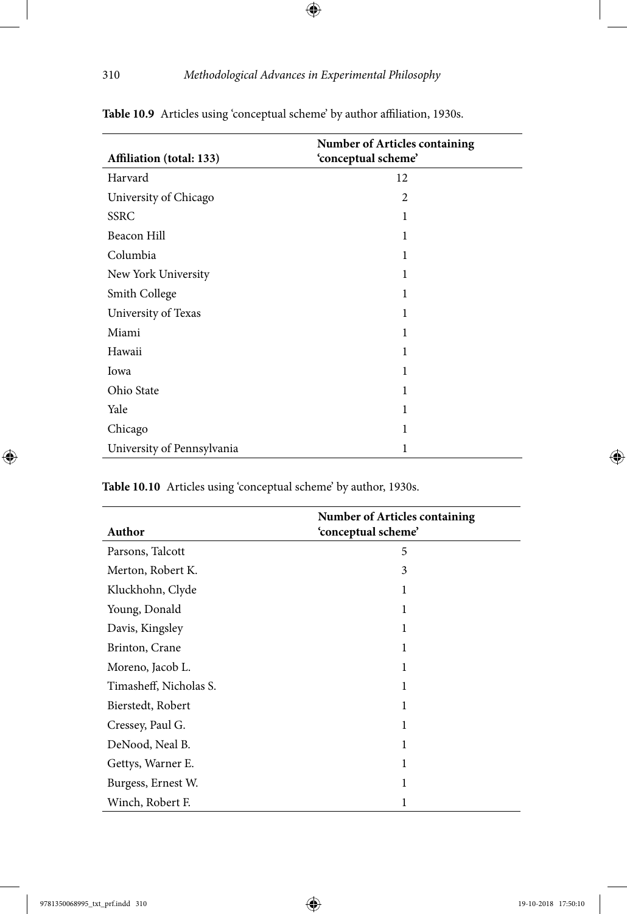**Table 10.9** Articles using 'conceptual scheme' by author affiliation, 1930s.

| Affiliation (total: 133) | Number of Articles containing 'conceptual scheme' |
|---|---|
| Harvard | 12 |
| University of Chicago | 2 |
| SSRC | 1 |
| Beacon Hill | 1 |
| Columbia | 1 |
| New York University | 1 |
| Smith College | 1 |
| University of Texas | 1 |
| Miami | 1 |
| Hawaii | 1 |
| Iowa | 1 |
| Ohio State | 1 |
| Yale | 1 |
| Chicago | 1 |
| University of Pennsylvania | 1 |

**Table 10.10** Articles using 'conceptual scheme' by author, 1930s.

| Author | Number of Articles containing 'conceptual scheme' |
|---|---|
| Parsons, Talcott | 5 |
| Merton, Robert K. | 3 |
| Kluckhohn, Clyde | 1 |
| Young, Donald | 1 |
| Davis, Kingsley | 1 |
| Brinton, Crane | 1 |
| Moreno, Jacob L. | 1 |
| Timasheff, Nicholas S. | 1 |
| Bierstedt, Robert | 1 |
| Cressey, Paul G. | 1 |
| DeNood, Neal B. | 1 |
| Gettys, Warner E. | 1 |
| Burgess, Ernest W. | 1 |
| Winch, Robert F. | 1 |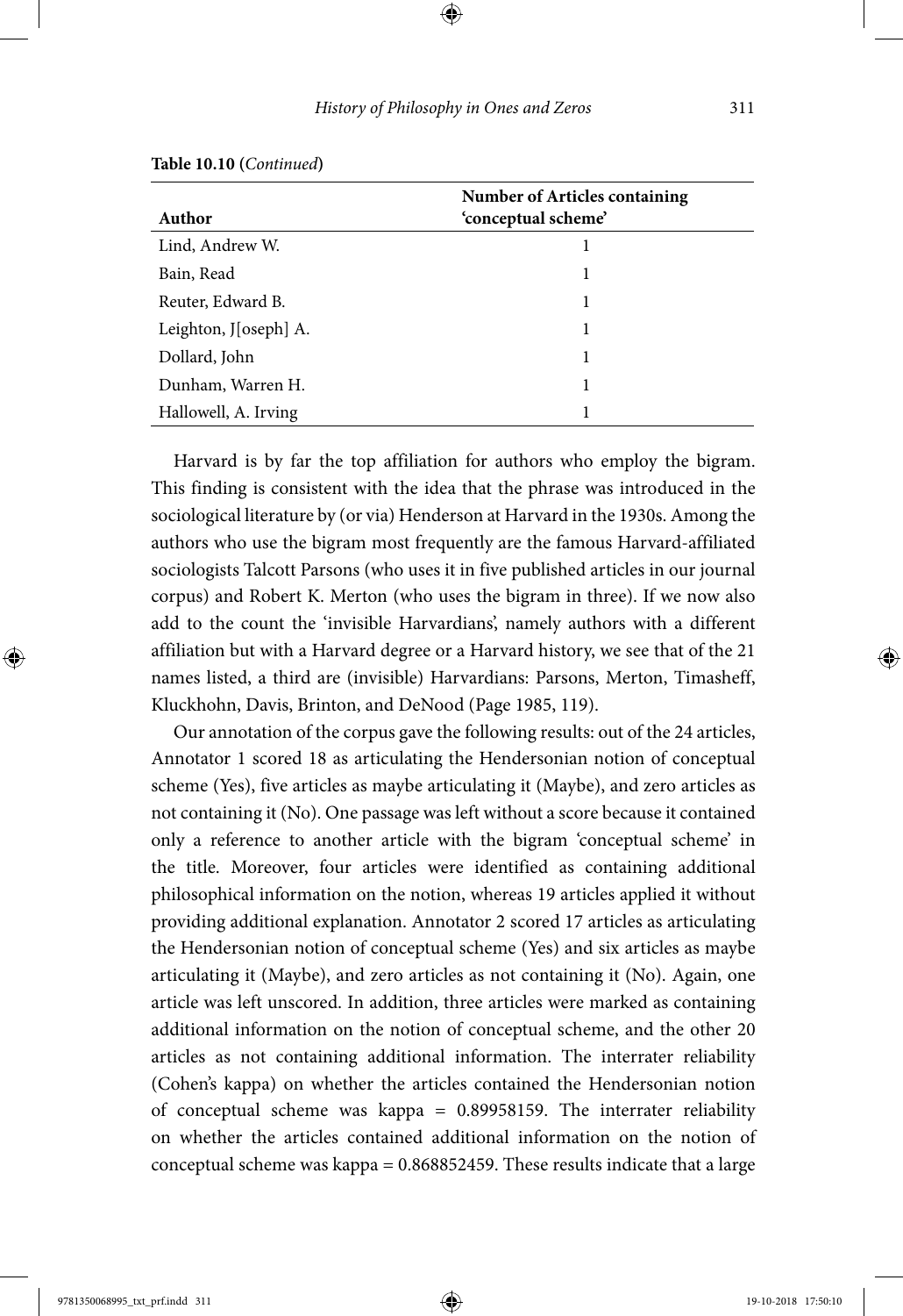**Table 10.10 (***Continued***)**

| Author | Number of Articles containing 'conceptual scheme' |
| --- | --- |
| Lind, Andrew W. | 1 |
| Bain, Read | 1 |
| Reuter, Edward B. | 1 |
| Leighton, J[oseph] A. | 1 |
| Dollard, John | 1 |
| Dunham, Warren H. | 1 |
| Hallowell, A. Irving | 1 |

Harvard is by far the top affiliation for authors who employ the bigram. This finding is consistent with the idea that the phrase was introduced in the sociological literature by (or via) Henderson at Harvard in the 1930s. Among the authors who use the bigram most frequently are the famous Harvard-affiliated sociologists Talcott Parsons (who uses it in five published articles in our journal corpus) and Robert K. Merton (who uses the bigram in three). If we now also add to the count the 'invisible Harvardians', namely authors with a different affiliation but with a Harvard degree or a Harvard history, we see that of the 21 names listed, a third are (invisible) Harvardians: Parsons, Merton, Timasheff, Kluckhohn, Davis, Brinton, and DeNood (Page 1985, 119).

Our annotation of the corpus gave the following results: out of the 24 articles, Annotator 1 scored 18 as articulating the Hendersonian notion of conceptual scheme (Yes), five articles as maybe articulating it (Maybe), and zero articles as not containing it (No). One passage was left without a score because it contained only a reference to another article with the bigram 'conceptual scheme' in the title. Moreover, four articles were identified as containing additional philosophical information on the notion, whereas 19 articles applied it without providing additional explanation. Annotator 2 scored 17 articles as articulating the Hendersonian notion of conceptual scheme (Yes) and six articles as maybe articulating it (Maybe), and zero articles as not containing it (No). Again, one article was left unscored. In addition, three articles were marked as containing additional information on the notion of conceptual scheme, and the other 20 articles as not containing additional information. The interrater reliability (Cohen's kappa) on whether the articles contained the Hendersonian notion of conceptual scheme was kappa = 0.89958159. The interrater reliability on whether the articles contained additional information on the notion of conceptual scheme was kappa = 0.868852459. These results indicate that a large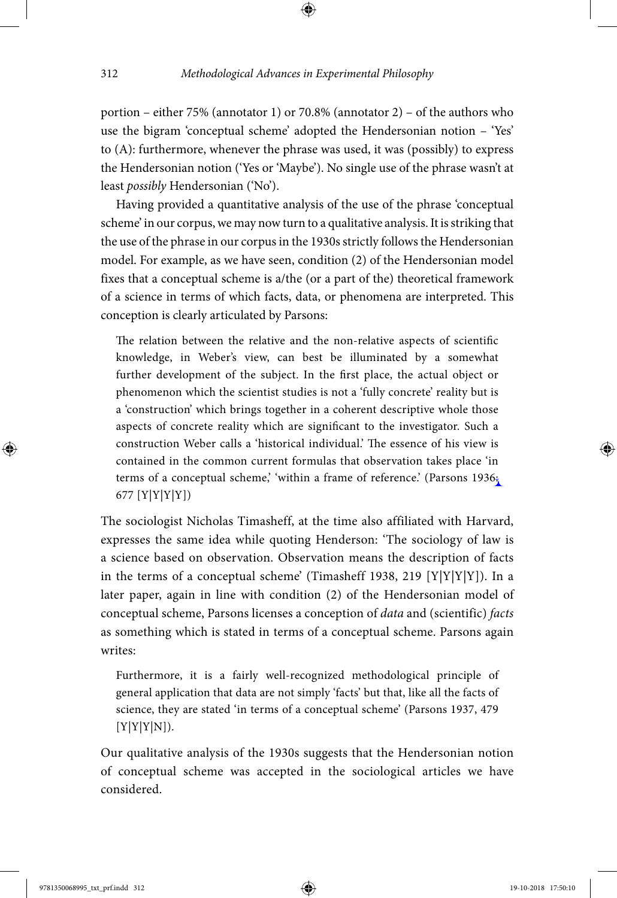portion – either 75% (annotator 1) or 70.8% (annotator 2) – of the authors who use the bigram 'conceptual scheme' adopted the Hendersonian notion – 'Yes' to (A): furthermore, whenever the phrase was used, it was (possibly) to express the Hendersonian notion ('Yes or 'Maybe'). No single use of the phrase wasn't at least *possibly* Hendersonian ('No').

Having provided a quantitative analysis of the use of the phrase 'conceptual scheme' in our corpus, we may now turn to a qualitative analysis. It is striking that the use of the phrase in our corpus in the 1930s strictly follows the Hendersonian model. For example, as we have seen, condition (2) of the Hendersonian model fixes that a conceptual scheme is a/the (or a part of the) theoretical framework of a science in terms of which facts, data, or phenomena are interpreted. This conception is clearly articulated by Parsons:

> The relation between the relative and the non-relative aspects of scientific knowledge, in Weber's view, can best be illuminated by a somewhat further development of the subject. In the first place, the actual object or phenomenon which the scientist studies is not a 'fully concrete' reality but is a 'construction' which brings together in a coherent descriptive whole those aspects of concrete reality which are significant to the investigator. Such a construction Weber calls a 'historical individual.' The essence of his view is contained in the common current formulas that observation takes place 'in terms of a conceptual scheme,' 'within a frame of reference.' (Parsons 1936, 677 [Y|Y|Y|Y])

The sociologist Nicholas Timasheff, at the time also affiliated with Harvard, expresses the same idea while quoting Henderson: 'The sociology of law is a science based on observation. Observation means the description of facts in the terms of a conceptual scheme' (Timasheff 1938, 219 [Y|Y|Y|Y]). In a later paper, again in line with condition (2) of the Hendersonian model of conceptual scheme, Parsons licenses a conception of *data* and (scientific) *facts* as something which is stated in terms of a conceptual scheme. Parsons again writes:

> Furthermore, it is a fairly well-recognized methodological principle of general application that data are not simply 'facts' but that, like all the facts of science, they are stated 'in terms of a conceptual scheme' (Parsons 1937, 479 [Y|Y|Y|N]).

Our qualitative analysis of the 1930s suggests that the Hendersonian notion of conceptual scheme was accepted in the sociological articles we have considered.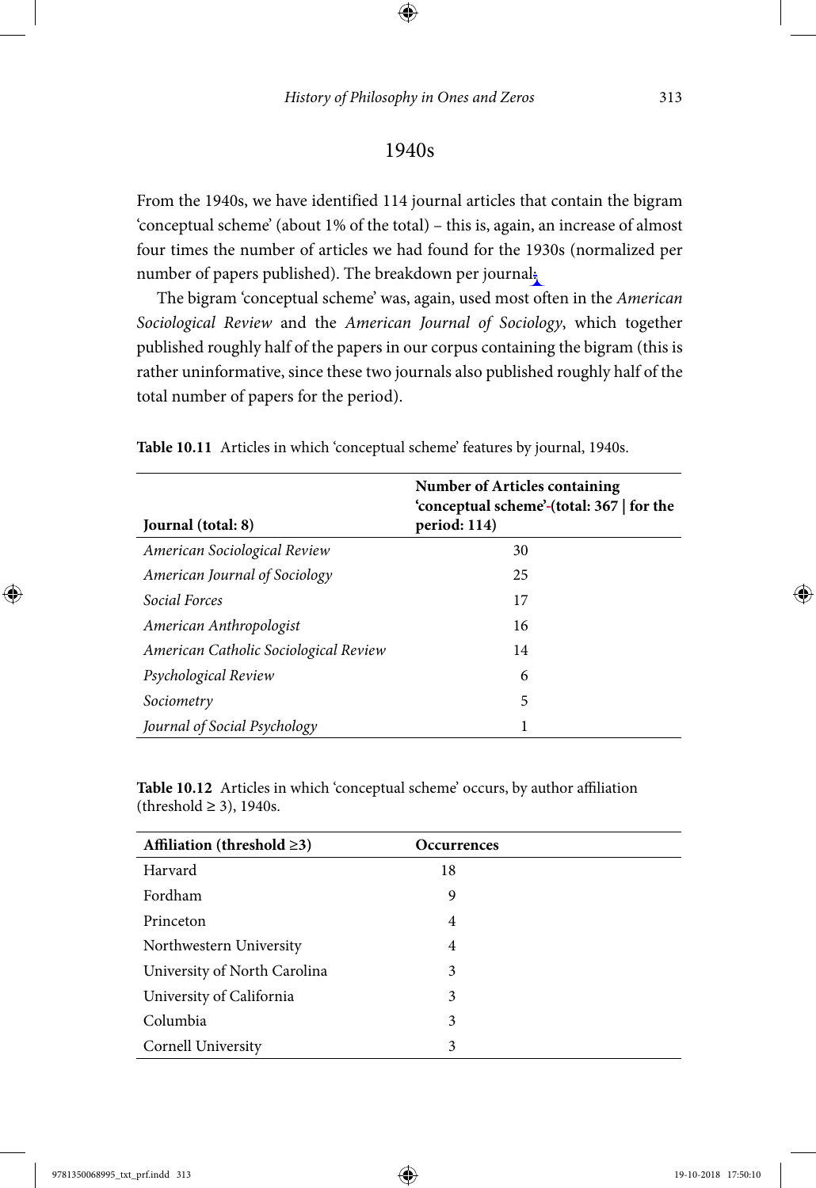## 1940s

From the 1940s, we have identified 114 journal articles that contain the bigram 'conceptual scheme' (about 1% of the total) – this is, again, an increase of almost four times the number of articles we had found for the 1930s (normalized per number of papers published). The breakdown per journal:

The bigram 'conceptual scheme' was, again, used most often in the *American Sociological Review* and the *American Journal of Sociology*, which together published roughly half of the papers in our corpus containing the bigram (this is rather uninformative, since these two journals also published roughly half of the total number of papers for the period).

**Table 10.11** Articles in which 'conceptual scheme' features by journal, 1940s.

| **Journal (total: 8)** | **Number of Articles containing 'conceptual scheme' (total: 367 \| for the period: 114)** |
|---|---|
| *American Sociological Review* | 30 |
| *American Journal of Sociology* | 25 |
| *Social Forces* | 17 |
| *American Anthropologist* | 16 |
| *American Catholic Sociological Review* | 14 |
| *Psychological Review* | 6 |
| *Sociometry* | 5 |
| *Journal of Social Psychology* | 1 |

**Table 10.12** Articles in which 'conceptual scheme' occurs, by author affiliation (threshold ≥ 3), 1940s.

| **Affiliation (threshold ≥3)** | **Occurrences** |
|---|---|
| Harvard | 18 |
| Fordham | 9 |
| Princeton | 4 |
| Northwestern University | 4 |
| University of North Carolina | 3 |
| University of California | 3 |
| Columbia | 3 |
| Cornell University | 3 |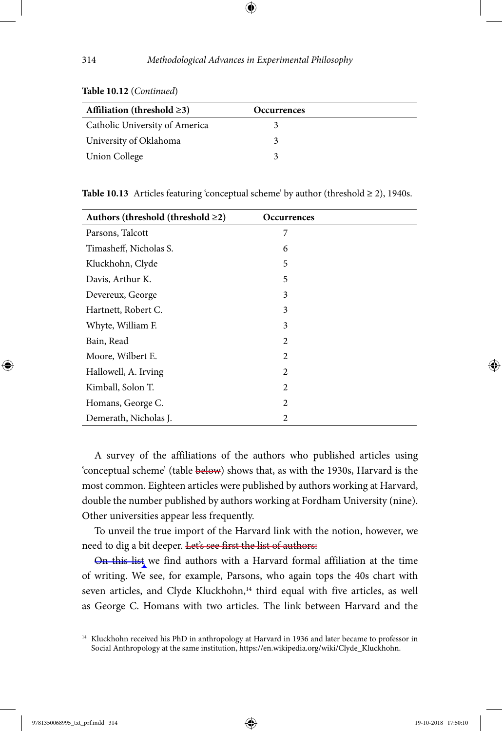**Table 10.12** (*Continued*)

| Affiliation (threshold ≥3) | Occurrences |
|---|---|
| Catholic University of America | 3 |
| University of Oklahoma | 3 |
| Union College | 3 |

**Table 10.13** Articles featuring 'conceptual scheme' by author (threshold ≥ 2), 1940s.

| Authors (threshold (threshold ≥2) | Occurrences |
|---|---|
| Parsons, Talcott | 7 |
| Timasheff, Nicholas S. | 6 |
| Kluckhohn, Clyde | 5 |
| Davis, Arthur K. | 5 |
| Devereux, George | 3 |
| Hartnett, Robert C. | 3 |
| Whyte, William F. | 3 |
| Bain, Read | 2 |
| Moore, Wilbert E. | 2 |
| Hallowell, A. Irving | 2 |
| Kimball, Solon T. | 2 |
| Homans, George C. | 2 |
| Demerath, Nicholas J. | 2 |

A survey of the affiliations of the authors who published articles using 'conceptual scheme' (table ~~below~~) shows that, as with the 1930s, Harvard is the most common. Eighteen articles were published by authors working at Harvard, double the number published by authors working at Fordham University (nine). Other universities appear less frequently.

To unveil the true import of the Harvard link with the notion, however, we need to dig a bit deeper. ~~Let's see first the list of authors:~~

~~On this list~~ we find authors with a Harvard formal affiliation at the time of writing. We see, for example, Parsons, who again tops the 40s chart with seven articles, and Clyde Kluckhohn,[14] third equal with five articles, as well as George C. Homans with two articles. The link between Harvard and the

[14] Kluckhohn received his PhD in anthropology at Harvard in 1936 and later became to professor in Social Anthropology at the same institution, https://en.wikipedia.org/wiki/Clyde_Kluckhohn.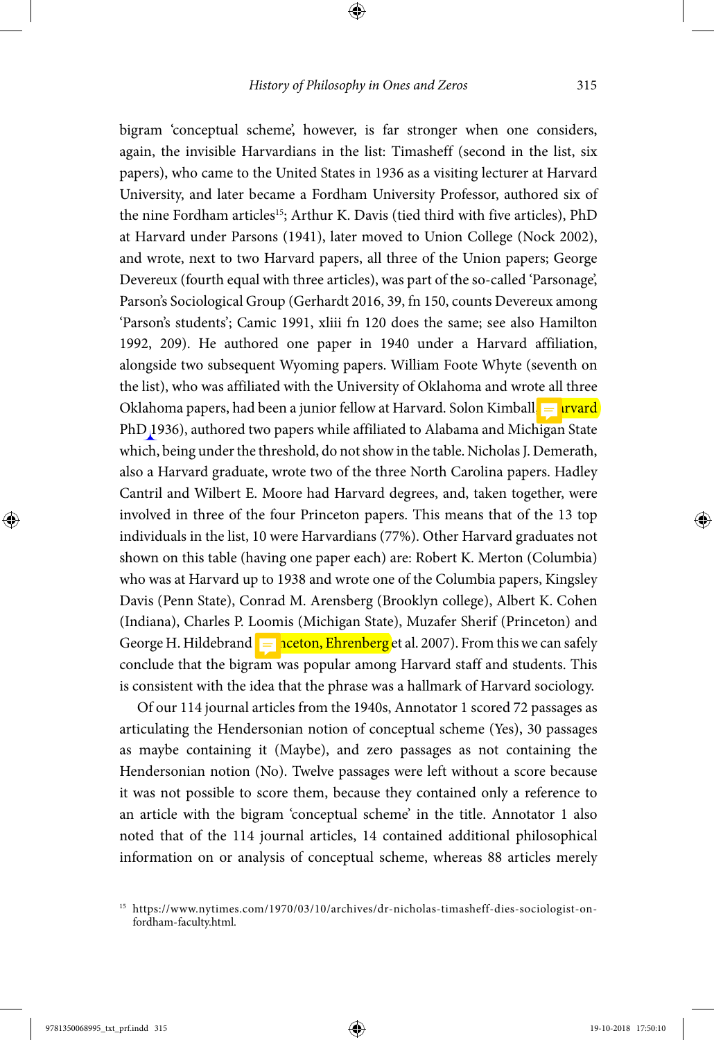bigram 'conceptual scheme', however, is far stronger when one considers, again, the invisible Harvardians in the list: Timasheff (second in the list, six papers), who came to the United States in 1936 as a visiting lecturer at Harvard University, and later became a Fordham University Professor, authored six of the nine Fordham articles[15]; Arthur K. Davis (tied third with five articles), PhD at Harvard under Parsons (1941), later moved to Union College (Nock 2002), and wrote, next to two Harvard papers, all three of the Union papers; George Devereux (fourth equal with three articles), was part of the so-called 'Parsonage', Parson's Sociological Group (Gerhardt 2016, 39, fn 150, counts Devereux among 'Parson's students'; Camic 1991, xliii fn 120 does the same; see also Hamilton 1992, 209). He authored one paper in 1940 under a Harvard affiliation, alongside two subsequent Wyoming papers. William Foote Whyte (seventh on the list), who was affiliated with the University of Oklahoma and wrote all three Oklahoma papers, had been a junior fellow at Harvard. Solon Kimball (Harvard PhD 1936), authored two papers while affiliated to Alabama and Michigan State which, being under the threshold, do not show in the table. Nicholas J. Demerath, also a Harvard graduate, wrote two of the three North Carolina papers. Hadley Cantril and Wilbert E. Moore had Harvard degrees, and, taken together, were involved in three of the four Princeton papers. This means that of the 13 top individuals in the list, 10 were Harvardians (77%). Other Harvard graduates not shown on this table (having one paper each) are: Robert K. Merton (Columbia) who was at Harvard up to 1938 and wrote one of the Columbia papers, Kingsley Davis (Penn State), Conrad M. Arensberg (Brooklyn college), Albert K. Cohen (Indiana), Charles P. Loomis (Michigan State), Muzafer Sherif (Princeton) and George H. Hildebrand (Princeton, Ehrenberg et al. 2007). From this we can safely conclude that the bigram was popular among Harvard staff and students. This is consistent with the idea that the phrase was a hallmark of Harvard sociology.

Of our 114 journal articles from the 1940s, Annotator 1 scored 72 passages as articulating the Hendersonian notion of conceptual scheme (Yes), 30 passages as maybe containing it (Maybe), and zero passages as not containing the Hendersonian notion (No). Twelve passages were left without a score because it was not possible to score them, because they contained only a reference to an article with the bigram 'conceptual scheme' in the title. Annotator 1 also noted that of the 114 journal articles, 14 contained additional philosophical information on or analysis of conceptual scheme, whereas 88 articles merely

[15] https://www.nytimes.com/1970/03/10/archives/dr-nicholas-timasheff-dies-sociologist-on-fordham-faculty.html.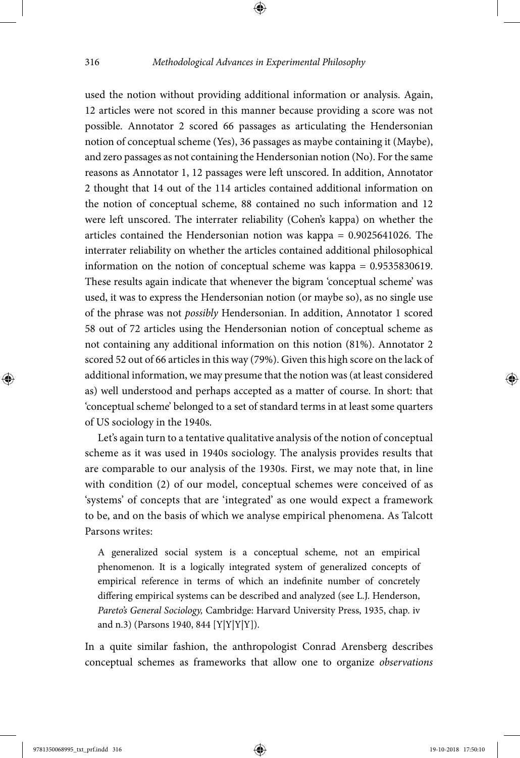used the notion without providing additional information or analysis. Again, 12 articles were not scored in this manner because providing a score was not possible. Annotator 2 scored 66 passages as articulating the Hendersonian notion of conceptual scheme (Yes), 36 passages as maybe containing it (Maybe), and zero passages as not containing the Hendersonian notion (No). For the same reasons as Annotator 1, 12 passages were left unscored. In addition, Annotator 2 thought that 14 out of the 114 articles contained additional information on the notion of conceptual scheme, 88 contained no such information and 12 were left unscored. The interrater reliability (Cohen's kappa) on whether the articles contained the Hendersonian notion was kappa = 0.9025641026. The interrater reliability on whether the articles contained additional philosophical information on the notion of conceptual scheme was kappa = 0.9535830619. These results again indicate that whenever the bigram 'conceptual scheme' was used, it was to express the Hendersonian notion (or maybe so), as no single use of the phrase was not *possibly* Hendersonian. In addition, Annotator 1 scored 58 out of 72 articles using the Hendersonian notion of conceptual scheme as not containing any additional information on this notion (81%). Annotator 2 scored 52 out of 66 articles in this way (79%). Given this high score on the lack of additional information, we may presume that the notion was (at least considered as) well understood and perhaps accepted as a matter of course. In short: that 'conceptual scheme' belonged to a set of standard terms in at least some quarters of US sociology in the 1940s.

Let's again turn to a tentative qualitative analysis of the notion of conceptual scheme as it was used in 1940s sociology. The analysis provides results that are comparable to our analysis of the 1930s. First, we may note that, in line with condition (2) of our model, conceptual schemes were conceived of as 'systems' of concepts that are 'integrated' as one would expect a framework to be, and on the basis of which we analyse empirical phenomena. As Talcott Parsons writes:

> A generalized social system is a conceptual scheme, not an empirical phenomenon. It is a logically integrated system of generalized concepts of empirical reference in terms of which an indefinite number of concretely differing empirical systems can be described and analyzed (see L.J. Henderson, *Pareto's General Sociology,* Cambridge: Harvard University Press, 1935, chap. iv and n.3) (Parsons 1940, 844 [Y|Y|Y|Y]).

In a quite similar fashion, the anthropologist Conrad Arensberg describes conceptual schemes as frameworks that allow one to organize *observations*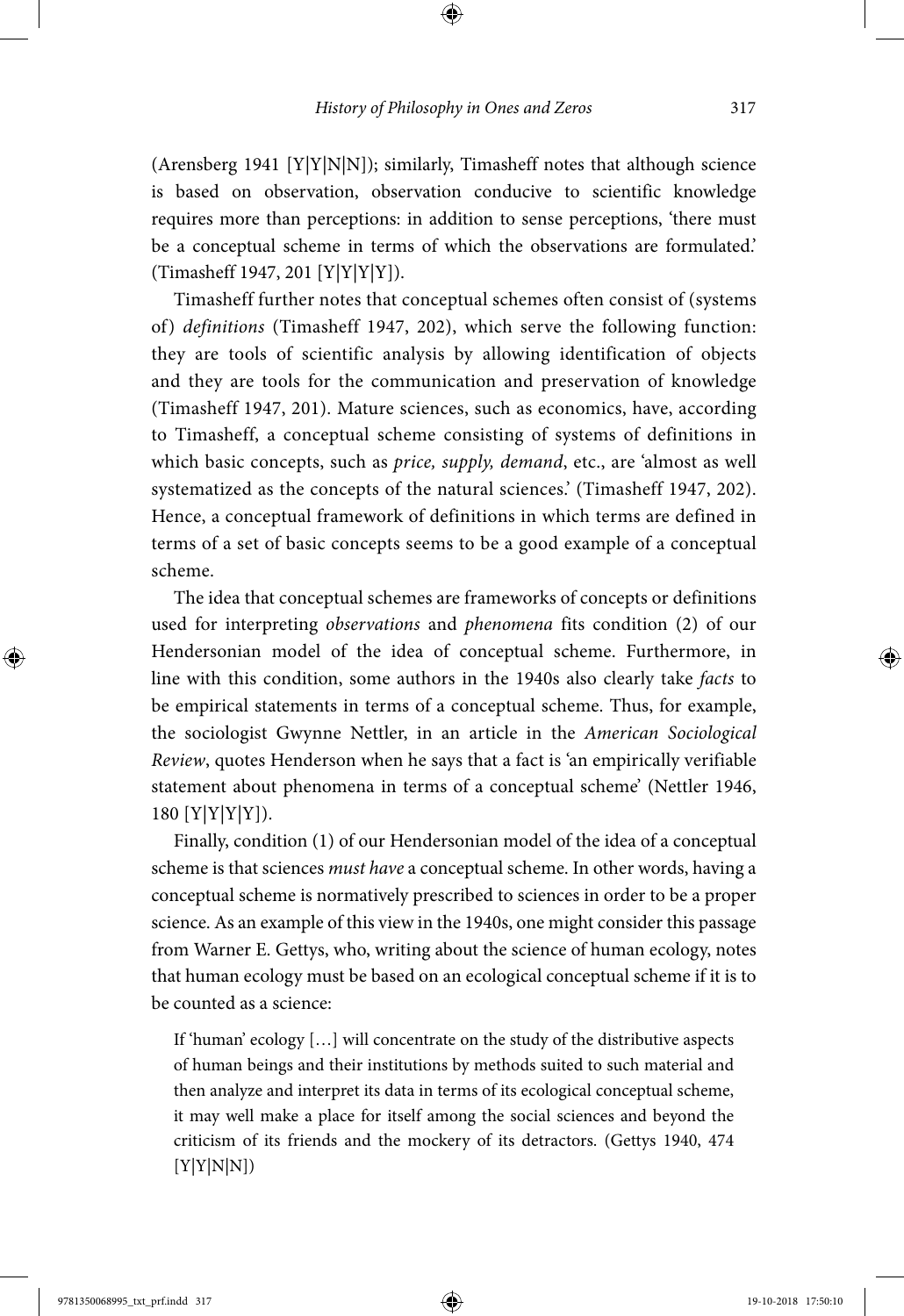(Arensberg 1941 [Y|Y|N|N]); similarly, Timasheff notes that although science is based on observation, observation conducive to scientific knowledge requires more than perceptions: in addition to sense perceptions, 'there must be a conceptual scheme in terms of which the observations are formulated.' (Timasheff 1947, 201 [Y|Y|Y|Y]).

Timasheff further notes that conceptual schemes often consist of (systems of) *definitions* (Timasheff 1947, 202), which serve the following function: they are tools of scientific analysis by allowing identification of objects and they are tools for the communication and preservation of knowledge (Timasheff 1947, 201). Mature sciences, such as economics, have, according to Timasheff, a conceptual scheme consisting of systems of definitions in which basic concepts, such as *price, supply, demand*, etc., are 'almost as well systematized as the concepts of the natural sciences.' (Timasheff 1947, 202). Hence, a conceptual framework of definitions in which terms are defined in terms of a set of basic concepts seems to be a good example of a conceptual scheme.

The idea that conceptual schemes are frameworks of concepts or definitions used for interpreting *observations* and *phenomena* fits condition (2) of our Hendersonian model of the idea of conceptual scheme. Furthermore, in line with this condition, some authors in the 1940s also clearly take *facts* to be empirical statements in terms of a conceptual scheme. Thus, for example, the sociologist Gwynne Nettler, in an article in the *American Sociological Review*, quotes Henderson when he says that a fact is 'an empirically verifiable statement about phenomena in terms of a conceptual scheme' (Nettler 1946, 180 [Y|Y|Y|Y]).

Finally, condition (1) of our Hendersonian model of the idea of a conceptual scheme is that sciences *must have* a conceptual scheme. In other words, having a conceptual scheme is normatively prescribed to sciences in order to be a proper science. As an example of this view in the 1940s, one might consider this passage from Warner E. Gettys, who, writing about the science of human ecology, notes that human ecology must be based on an ecological conceptual scheme if it is to be counted as a science:

> If 'human' ecology […] will concentrate on the study of the distributive aspects of human beings and their institutions by methods suited to such material and then analyze and interpret its data in terms of its ecological conceptual scheme, it may well make a place for itself among the social sciences and beyond the criticism of its friends and the mockery of its detractors. (Gettys 1940, 474 [Y|Y|N|N])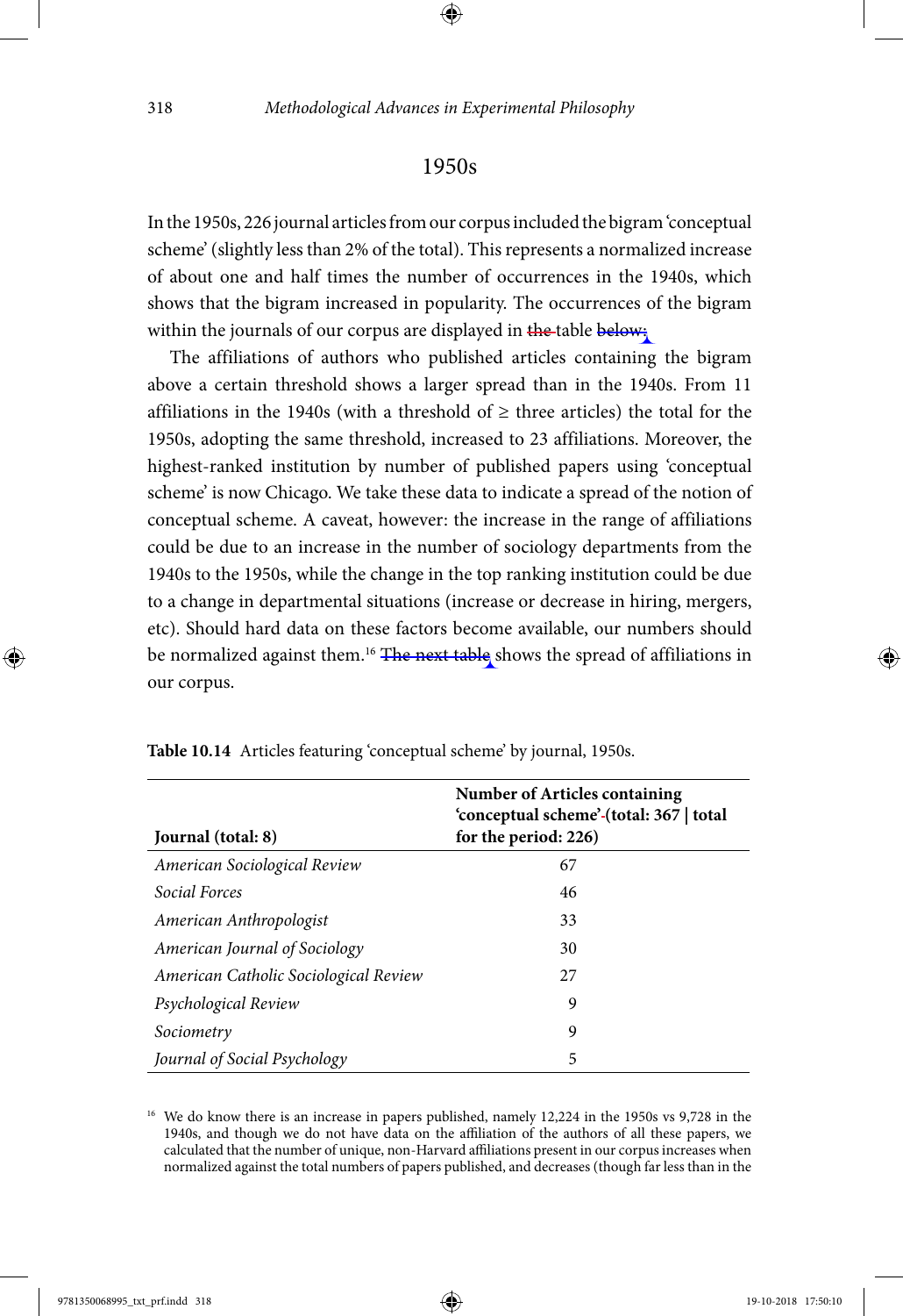## 1950s

In the 1950s, 226 journal articles from our corpus included the bigram 'conceptual scheme' (slightly less than 2% of the total). This represents a normalized increase of about one and half times the number of occurrences in the 1940s, which shows that the bigram increased in popularity. The occurrences of the bigram within the journals of our corpus are displayed in the table below:

The affiliations of authors who published articles containing the bigram above a certain threshold shows a larger spread than in the 1940s. From 11 affiliations in the 1940s (with a threshold of ≥ three articles) the total for the 1950s, adopting the same threshold, increased to 23 affiliations. Moreover, the highest-ranked institution by number of published papers using 'conceptual scheme' is now Chicago. We take these data to indicate a spread of the notion of conceptual scheme. A caveat, however: the increase in the range of affiliations could be due to an increase in the number of sociology departments from the 1940s to the 1950s, while the change in the top ranking institution could be due to a change in departmental situations (increase or decrease in hiring, mergers, etc). Should hard data on these factors become available, our numbers should be normalized against them.[16] The next table shows the spread of affiliations in our corpus.

**Table 10.14** Articles featuring 'conceptual scheme' by journal, 1950s.

| Journal (total: 8) | Number of Articles containing 'conceptual scheme' (total: 367 \| total for the period: 226) |
|---|---|
| *American Sociological Review* | 67 |
| *Social Forces* | 46 |
| *American Anthropologist* | 33 |
| *American Journal of Sociology* | 30 |
| *American Catholic Sociological Review* | 27 |
| *Psychological Review* | 9 |
| *Sociometry* | 9 |
| *Journal of Social Psychology* | 5 |

[16] We do know there is an increase in papers published, namely 12,224 in the 1950s vs 9,728 in the 1940s, and though we do not have data on the affiliation of the authors of all these papers, we calculated that the number of unique, non-Harvard affiliations present in our corpus increases when normalized against the total numbers of papers published, and decreases (though far less than in the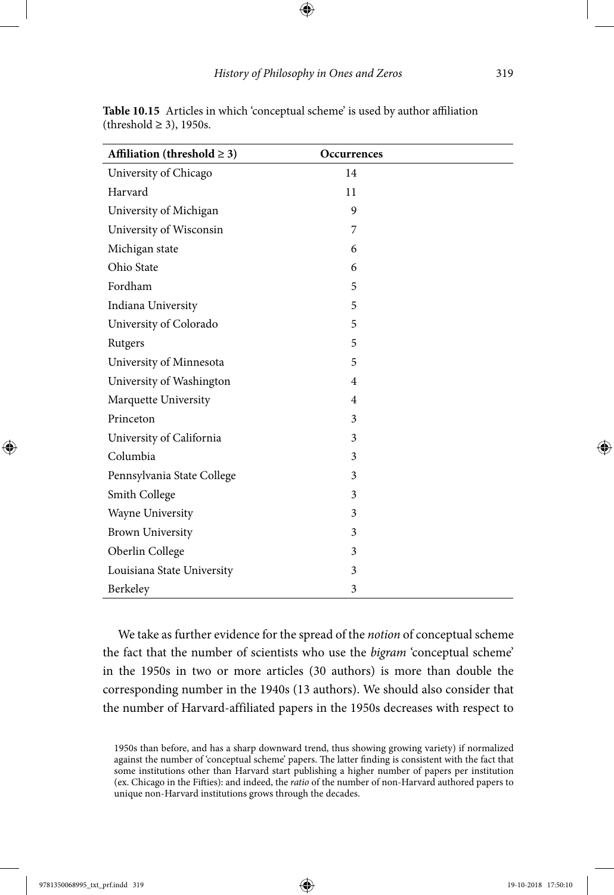**Table 10.15** Articles in which 'conceptual scheme' is used by author affiliation (threshold ≥ 3), 1950s.

| Affiliation (threshold ≥ 3) | Occurrences |
|---|---|
| University of Chicago | 14 |
| Harvard | 11 |
| University of Michigan | 9 |
| University of Wisconsin | 7 |
| Michigan state | 6 |
| Ohio State | 6 |
| Fordham | 5 |
| Indiana University | 5 |
| University of Colorado | 5 |
| Rutgers | 5 |
| University of Minnesota | 5 |
| University of Washington | 4 |
| Marquette University | 4 |
| Princeton | 3 |
| University of California | 3 |
| Columbia | 3 |
| Pennsylvania State College | 3 |
| Smith College | 3 |
| Wayne University | 3 |
| Brown University | 3 |
| Oberlin College | 3 |
| Louisiana State University | 3 |
| Berkeley | 3 |

We take as further evidence for the spread of the *notion* of conceptual scheme the fact that the number of scientists who use the *bigram* 'conceptual scheme' in the 1950s in two or more articles (30 authors) is more than double the corresponding number in the 1940s (13 authors). We should also consider that the number of Harvard-affiliated papers in the 1950s decreases with respect to

1950s than before, and has a sharp downward trend, thus showing growing variety) if normalized against the number of 'conceptual scheme' papers. The latter finding is consistent with the fact that some institutions other than Harvard start publishing a higher number of papers per institution (ex. Chicago in the Fifties): and indeed, the *ratio* of the number of non-Harvard authored papers to unique non-Harvard institutions grows through the decades.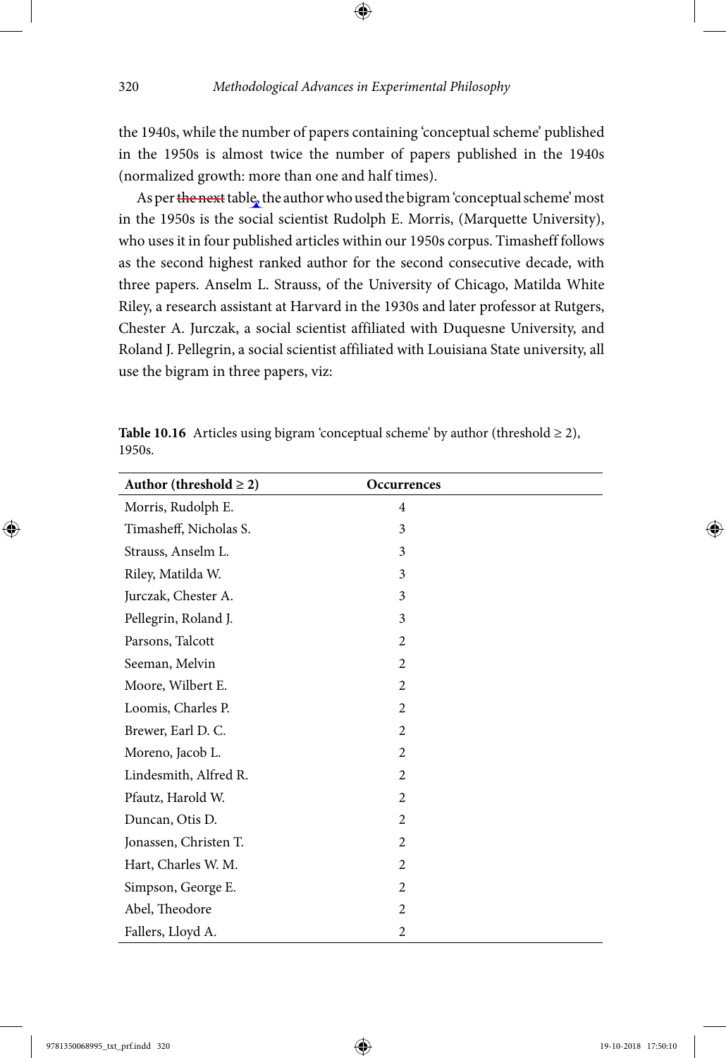the 1940s, while the number of papers containing 'conceptual scheme' published in the 1950s is almost twice the number of papers published in the 1940s (normalized growth: more than one and half times).

As per ~~the next~~ table, the author who used the bigram 'conceptual scheme' most in the 1950s is the social scientist Rudolph E. Morris, (Marquette University), who uses it in four published articles within our 1950s corpus. Timasheff follows as the second highest ranked author for the second consecutive decade, with three papers. Anselm L. Strauss, of the University of Chicago, Matilda White Riley, a research assistant at Harvard in the 1930s and later professor at Rutgers, Chester A. Jurczak, a social scientist affiliated with Duquesne University, and Roland J. Pellegrin, a social scientist affiliated with Louisiana State university, all use the bigram in three papers, viz:

**Table 10.16** Articles using bigram 'conceptual scheme' by author (threshold ≥ 2), 1950s.

| Author (threshold ≥ 2) | Occurrences |
|---|---|
| Morris, Rudolph E. | 4 |
| Timasheff, Nicholas S. | 3 |
| Strauss, Anselm L. | 3 |
| Riley, Matilda W. | 3 |
| Jurczak, Chester A. | 3 |
| Pellegrin, Roland J. | 3 |
| Parsons, Talcott | 2 |
| Seeman, Melvin | 2 |
| Moore, Wilbert E. | 2 |
| Loomis, Charles P. | 2 |
| Brewer, Earl D. C. | 2 |
| Moreno, Jacob L. | 2 |
| Lindesmith, Alfred R. | 2 |
| Pfautz, Harold W. | 2 |
| Duncan, Otis D. | 2 |
| Jonassen, Christen T. | 2 |
| Hart, Charles W. M. | 2 |
| Simpson, George E. | 2 |
| Abel, Theodore | 2 |
| Fallers, Lloyd A. | 2 |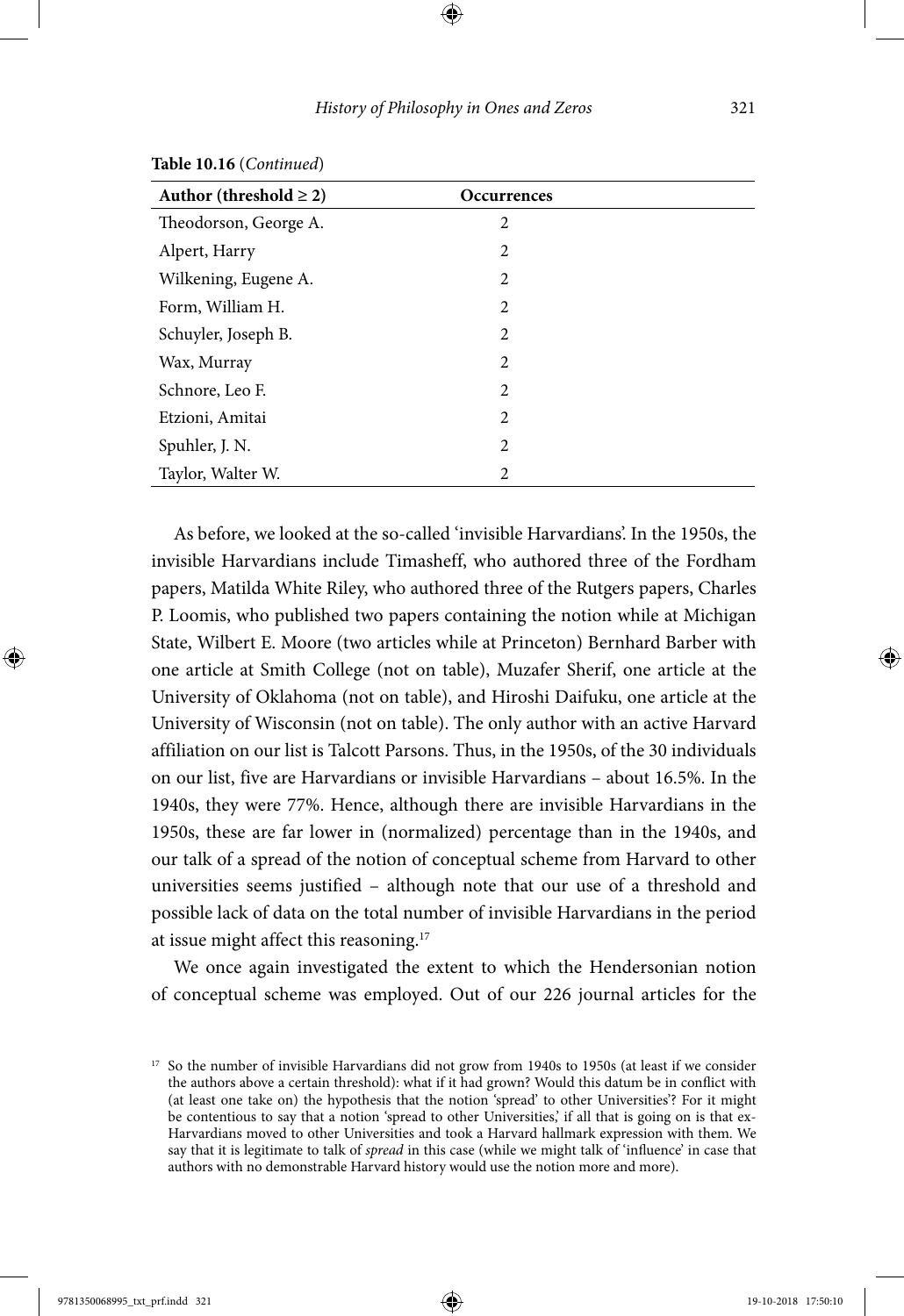**Table 10.16** (*Continued*)

| Author (threshold ≥ 2) | Occurrences |
|---|---|
| Theodorson, George A. | 2 |
| Alpert, Harry | 2 |
| Wilkening, Eugene A. | 2 |
| Form, William H. | 2 |
| Schuyler, Joseph B. | 2 |
| Wax, Murray | 2 |
| Schnore, Leo F. | 2 |
| Etzioni, Amitai | 2 |
| Spuhler, J. N. | 2 |
| Taylor, Walter W. | 2 |

As before, we looked at the so-called 'invisible Harvardians'. In the 1950s, the invisible Harvardians include Timasheff, who authored three of the Fordham papers, Matilda White Riley, who authored three of the Rutgers papers, Charles P. Loomis, who published two papers containing the notion while at Michigan State, Wilbert E. Moore (two articles while at Princeton) Bernhard Barber with one article at Smith College (not on table), Muzafer Sherif, one article at the University of Oklahoma (not on table), and Hiroshi Daifuku, one article at the University of Wisconsin (not on table). The only author with an active Harvard affiliation on our list is Talcott Parsons. Thus, in the 1950s, of the 30 individuals on our list, five are Harvardians or invisible Harvardians – about 16.5%. In the 1940s, they were 77%. Hence, although there are invisible Harvardians in the 1950s, these are far lower in (normalized) percentage than in the 1940s, and our talk of a spread of the notion of conceptual scheme from Harvard to other universities seems justified – although note that our use of a threshold and possible lack of data on the total number of invisible Harvardians in the period at issue might affect this reasoning.[17]

We once again investigated the extent to which the Hendersonian notion of conceptual scheme was employed. Out of our 226 journal articles for the

[17] So the number of invisible Harvardians did not grow from 1940s to 1950s (at least if we consider the authors above a certain threshold): what if it had grown? Would this datum be in conflict with (at least one take on) the hypothesis that the notion 'spread' to other Universities'? For it might be contentious to say that a notion 'spread to other Universities,' if all that is going on is that ex-Harvardians moved to other Universities and took a Harvard hallmark expression with them. We say that it is legitimate to talk of *spread* in this case (while we might talk of 'influence' in case that authors with no demonstrable Harvard history would use the notion more and more).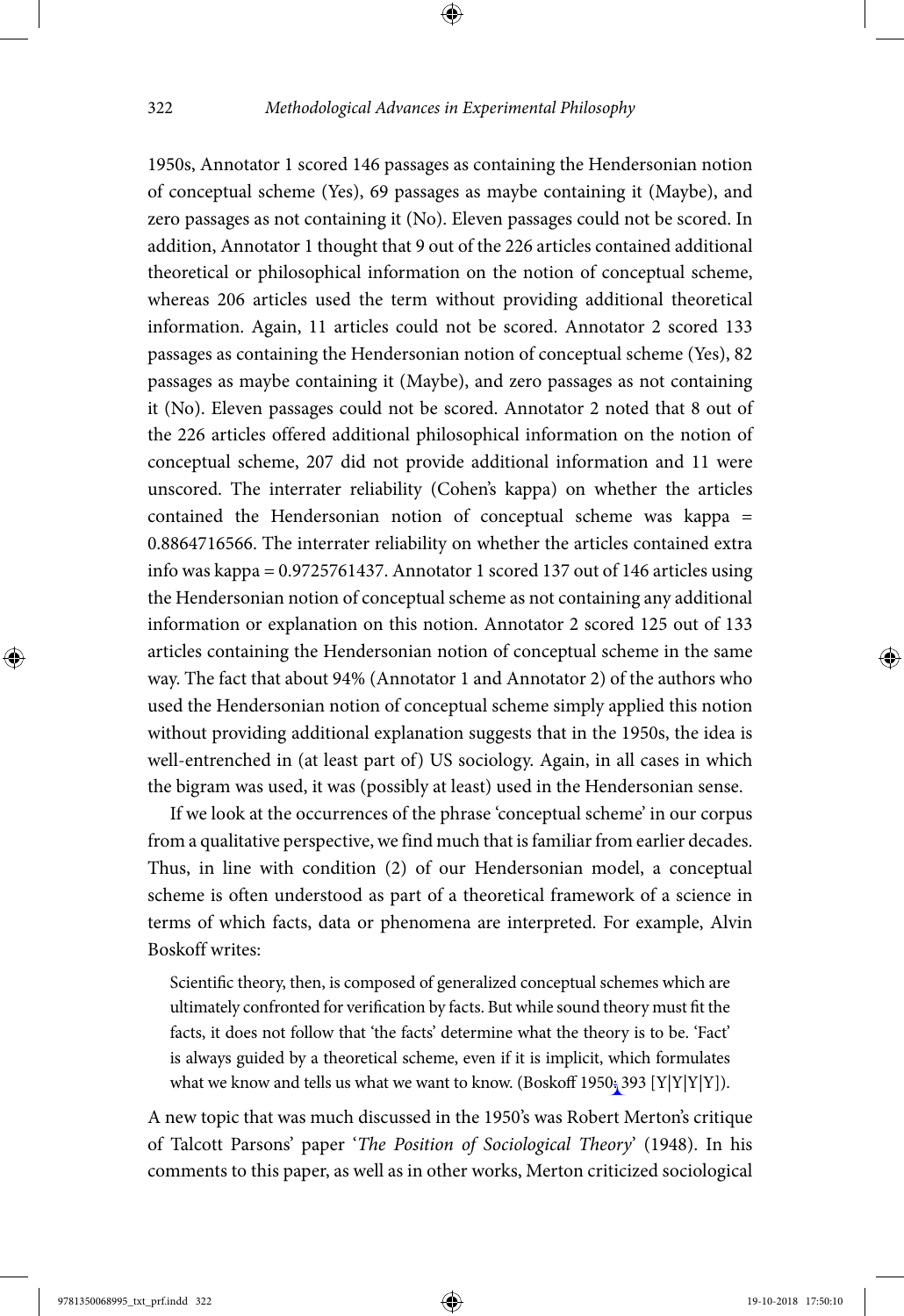1950s, Annotator 1 scored 146 passages as containing the Hendersonian notion of conceptual scheme (Yes), 69 passages as maybe containing it (Maybe), and zero passages as not containing it (No). Eleven passages could not be scored. In addition, Annotator 1 thought that 9 out of the 226 articles contained additional theoretical or philosophical information on the notion of conceptual scheme, whereas 206 articles used the term without providing additional theoretical information. Again, 11 articles could not be scored. Annotator 2 scored 133 passages as containing the Hendersonian notion of conceptual scheme (Yes), 82 passages as maybe containing it (Maybe), and zero passages as not containing it (No). Eleven passages could not be scored. Annotator 2 noted that 8 out of the 226 articles offered additional philosophical information on the notion of conceptual scheme, 207 did not provide additional information and 11 were unscored. The interrater reliability (Cohen's kappa) on whether the articles contained the Hendersonian notion of conceptual scheme was kappa = 0.8864716566. The interrater reliability on whether the articles contained extra info was kappa = 0.9725761437. Annotator 1 scored 137 out of 146 articles using the Hendersonian notion of conceptual scheme as not containing any additional information or explanation on this notion. Annotator 2 scored 125 out of 133 articles containing the Hendersonian notion of conceptual scheme in the same way. The fact that about 94% (Annotator 1 and Annotator 2) of the authors who used the Hendersonian notion of conceptual scheme simply applied this notion without providing additional explanation suggests that in the 1950s, the idea is well-entrenched in (at least part of) US sociology. Again, in all cases in which the bigram was used, it was (possibly at least) used in the Hendersonian sense.

If we look at the occurrences of the phrase 'conceptual scheme' in our corpus from a qualitative perspective, we find much that is familiar from earlier decades. Thus, in line with condition (2) of our Hendersonian model, a conceptual scheme is often understood as part of a theoretical framework of a science in terms of which facts, data or phenomena are interpreted. For example, Alvin Boskoff writes:

> Scientific theory, then, is composed of generalized conceptual schemes which are ultimately confronted for verification by facts. But while sound theory must fit the facts, it does not follow that 'the facts' determine what the theory is to be. 'Fact' is always guided by a theoretical scheme, even if it is implicit, which formulates what we know and tells us what we want to know. (Boskoff 1950: 393 [Y|Y|Y|Y]).

A new topic that was much discussed in the 1950's was Robert Merton's critique of Talcott Parsons' paper '*The Position of Sociological Theory*' (1948). In his comments to this paper, as well as in other works, Merton criticized sociological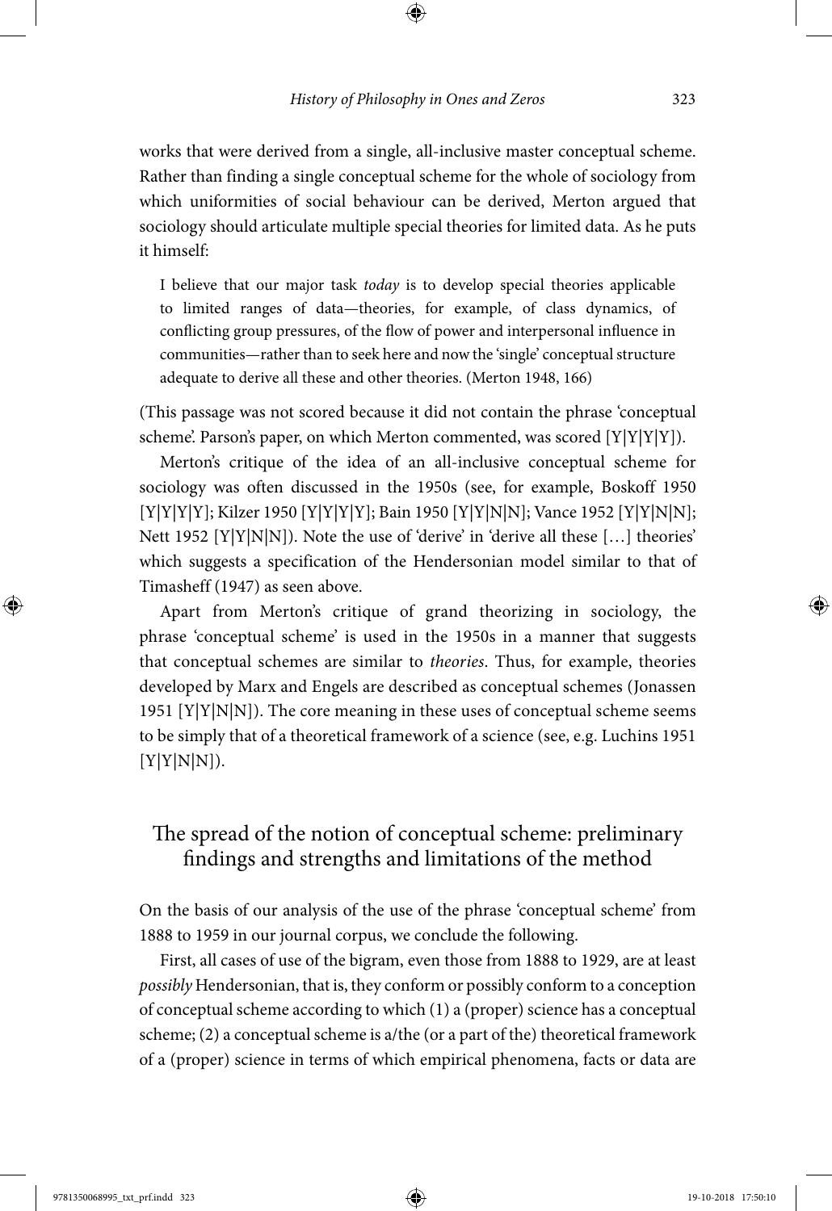works that were derived from a single, all-inclusive master conceptual scheme. Rather than finding a single conceptual scheme for the whole of sociology from which uniformities of social behaviour can be derived, Merton argued that sociology should articulate multiple special theories for limited data. As he puts it himself:

> I believe that our major task *today* is to develop special theories applicable to limited ranges of data—theories, for example, of class dynamics, of conflicting group pressures, of the flow of power and interpersonal influence in communities—rather than to seek here and now the 'single' conceptual structure adequate to derive all these and other theories. (Merton 1948, 166)

(This passage was not scored because it did not contain the phrase 'conceptual scheme'. Parson's paper, on which Merton commented, was scored [Y|Y|Y|Y]).

Merton's critique of the idea of an all-inclusive conceptual scheme for sociology was often discussed in the 1950s (see, for example, Boskoff 1950 [Y|Y|Y|Y]; Kilzer 1950 [Y|Y|Y|Y]; Bain 1950 [Y|Y|N|N]; Vance 1952 [Y|Y|N|N]; Nett 1952 [Y|Y|N|N]). Note the use of 'derive' in 'derive all these […] theories' which suggests a specification of the Hendersonian model similar to that of Timasheff (1947) as seen above.

Apart from Merton's critique of grand theorizing in sociology, the phrase 'conceptual scheme' is used in the 1950s in a manner that suggests that conceptual schemes are similar to *theories*. Thus, for example, theories developed by Marx and Engels are described as conceptual schemes (Jonassen 1951 [Y|Y|N|N]). The core meaning in these uses of conceptual scheme seems to be simply that of a theoretical framework of a science (see, e.g. Luchins 1951 [Y|Y|N|N]).

## The spread of the notion of conceptual scheme: preliminary findings and strengths and limitations of the method

On the basis of our analysis of the use of the phrase 'conceptual scheme' from 1888 to 1959 in our journal corpus, we conclude the following.

First, all cases of use of the bigram, even those from 1888 to 1929, are at least *possibly* Hendersonian, that is, they conform or possibly conform to a conception of conceptual scheme according to which (1) a (proper) science has a conceptual scheme; (2) a conceptual scheme is a/the (or a part of the) theoretical framework of a (proper) science in terms of which empirical phenomena, facts or data are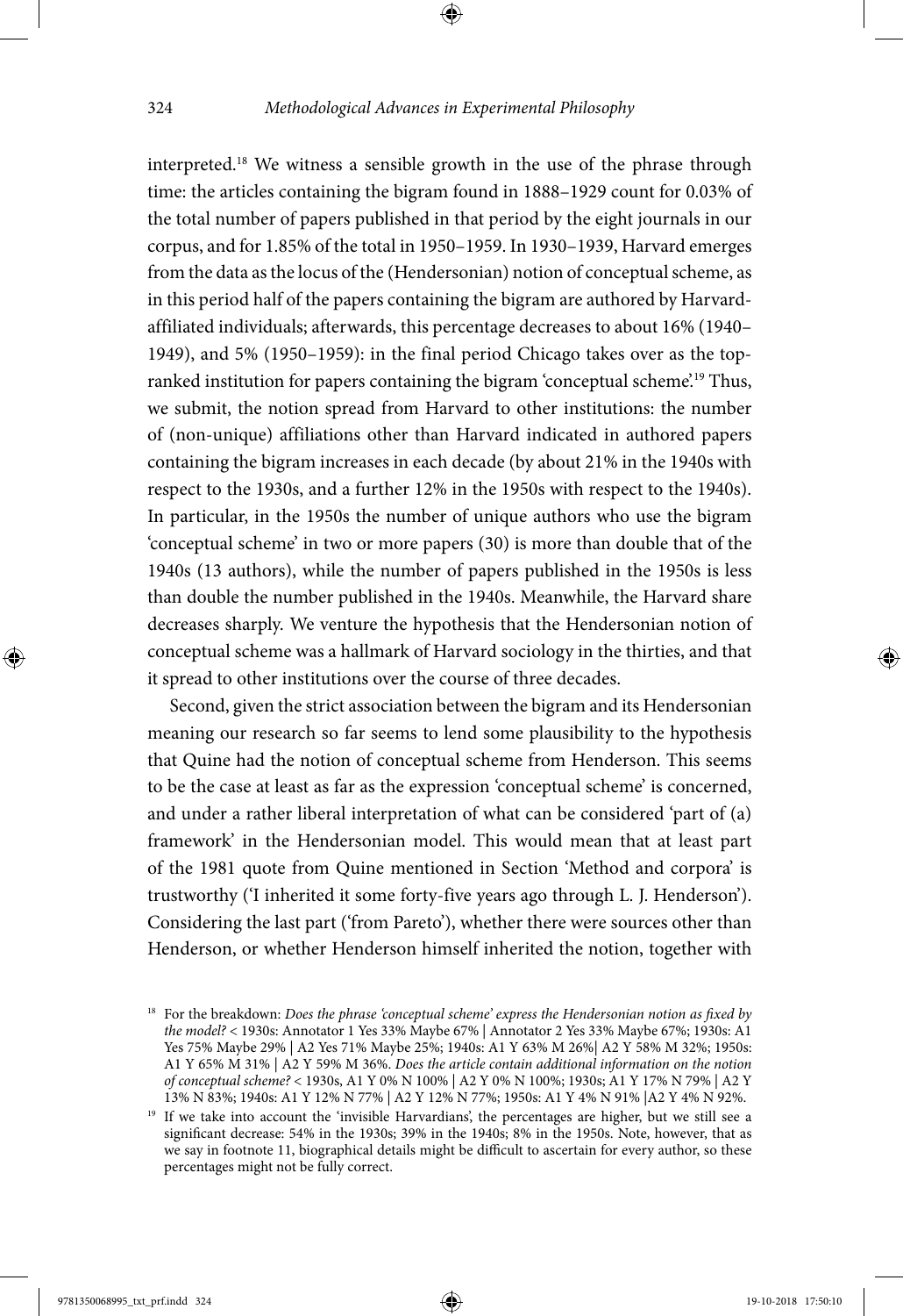interpreted.[18] We witness a sensible growth in the use of the phrase through time: the articles containing the bigram found in 1888–1929 count for 0.03% of the total number of papers published in that period by the eight journals in our corpus, and for 1.85% of the total in 1950–1959. In 1930–1939, Harvard emerges from the data as the locus of the (Hendersonian) notion of conceptual scheme, as in this period half of the papers containing the bigram are authored by Harvard-affiliated individuals; afterwards, this percentage decreases to about 16% (1940–1949), and 5% (1950–1959): in the final period Chicago takes over as the top-ranked institution for papers containing the bigram 'conceptual scheme'.[19] Thus, we submit, the notion spread from Harvard to other institutions: the number of (non-unique) affiliations other than Harvard indicated in authored papers containing the bigram increases in each decade (by about 21% in the 1940s with respect to the 1930s, and a further 12% in the 1950s with respect to the 1940s). In particular, in the 1950s the number of unique authors who use the bigram 'conceptual scheme' in two or more papers (30) is more than double that of the 1940s (13 authors), while the number of papers published in the 1950s is less than double the number published in the 1940s. Meanwhile, the Harvard share decreases sharply. We venture the hypothesis that the Hendersonian notion of conceptual scheme was a hallmark of Harvard sociology in the thirties, and that it spread to other institutions over the course of three decades.

Second, given the strict association between the bigram and its Hendersonian meaning our research so far seems to lend some plausibility to the hypothesis that Quine had the notion of conceptual scheme from Henderson. This seems to be the case at least as far as the expression 'conceptual scheme' is concerned, and under a rather liberal interpretation of what can be considered 'part of (a) framework' in the Hendersonian model. This would mean that at least part of the 1981 quote from Quine mentioned in Section 'Method and corpora' is trustworthy ('I inherited it some forty-five years ago through L. J. Henderson'). Considering the last part ('from Pareto'), whether there were sources other than Henderson, or whether Henderson himself inherited the notion, together with

[18] For the breakdown: *Does the phrase 'conceptual scheme' express the Hendersonian notion as fixed by the model?* < 1930s: Annotator 1 Yes 33% Maybe 67% | Annotator 2 Yes 33% Maybe 67%; 1930s: A1 Yes 75% Maybe 29% | A2 Yes 71% Maybe 25%; 1940s: A1 Y 63% M 26%| A2 Y 58% M 32%; 1950s: A1 Y 65% M 31% | A2 Y 59% M 36%. *Does the article contain additional information on the notion of conceptual scheme?* < 1930s, A1 Y 0% N 100% | A2 Y 0% N 100%; 1930s; A1 Y 17% N 79% | A2 Y 13% N 83%; 1940s: A1 Y 12% N 77% | A2 Y 12% N 77%; 1950s: A1 Y 4% N 91% |A2 Y 4% N 92%.

[19] If we take into account the 'invisible Harvardians', the percentages are higher, but we still see a significant decrease: 54% in the 1930s; 39% in the 1940s; 8% in the 1950s. Note, however, that as we say in footnote 11, biographical details might be difficult to ascertain for every author, so these percentages might not be fully correct.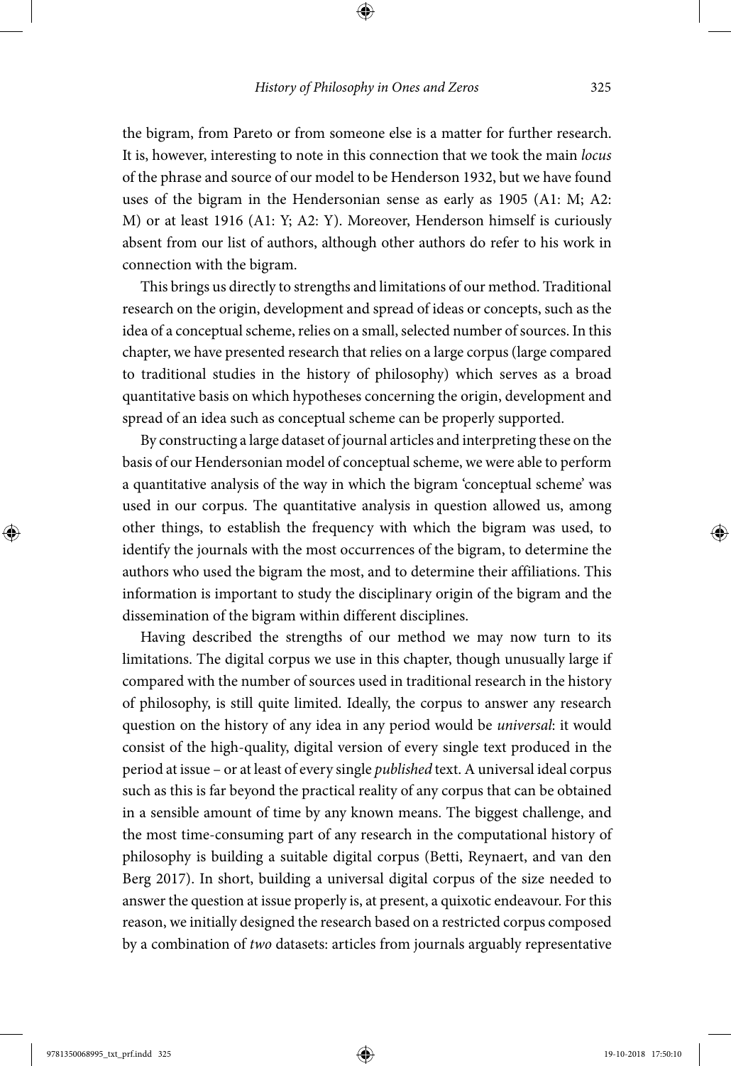the bigram, from Pareto or from someone else is a matter for further research. It is, however, interesting to note in this connection that we took the main *locus* of the phrase and source of our model to be Henderson 1932, but we have found uses of the bigram in the Hendersonian sense as early as 1905 (A1: M; A2: M) or at least 1916 (A1: Y; A2: Y). Moreover, Henderson himself is curiously absent from our list of authors, although other authors do refer to his work in connection with the bigram.

This brings us directly to strengths and limitations of our method. Traditional research on the origin, development and spread of ideas or concepts, such as the idea of a conceptual scheme, relies on a small, selected number of sources. In this chapter, we have presented research that relies on a large corpus (large compared to traditional studies in the history of philosophy) which serves as a broad quantitative basis on which hypotheses concerning the origin, development and spread of an idea such as conceptual scheme can be properly supported.

By constructing a large dataset of journal articles and interpreting these on the basis of our Hendersonian model of conceptual scheme, we were able to perform a quantitative analysis of the way in which the bigram 'conceptual scheme' was used in our corpus. The quantitative analysis in question allowed us, among other things, to establish the frequency with which the bigram was used, to identify the journals with the most occurrences of the bigram, to determine the authors who used the bigram the most, and to determine their affiliations. This information is important to study the disciplinary origin of the bigram and the dissemination of the bigram within different disciplines.

Having described the strengths of our method we may now turn to its limitations. The digital corpus we use in this chapter, though unusually large if compared with the number of sources used in traditional research in the history of philosophy, is still quite limited. Ideally, the corpus to answer any research question on the history of any idea in any period would be *universal*: it would consist of the high-quality, digital version of every single text produced in the period at issue – or at least of every single *published* text. A universal ideal corpus such as this is far beyond the practical reality of any corpus that can be obtained in a sensible amount of time by any known means. The biggest challenge, and the most time-consuming part of any research in the computational history of philosophy is building a suitable digital corpus (Betti, Reynaert, and van den Berg 2017). In short, building a universal digital corpus of the size needed to answer the question at issue properly is, at present, a quixotic endeavour. For this reason, we initially designed the research based on a restricted corpus composed by a combination of *two* datasets: articles from journals arguably representative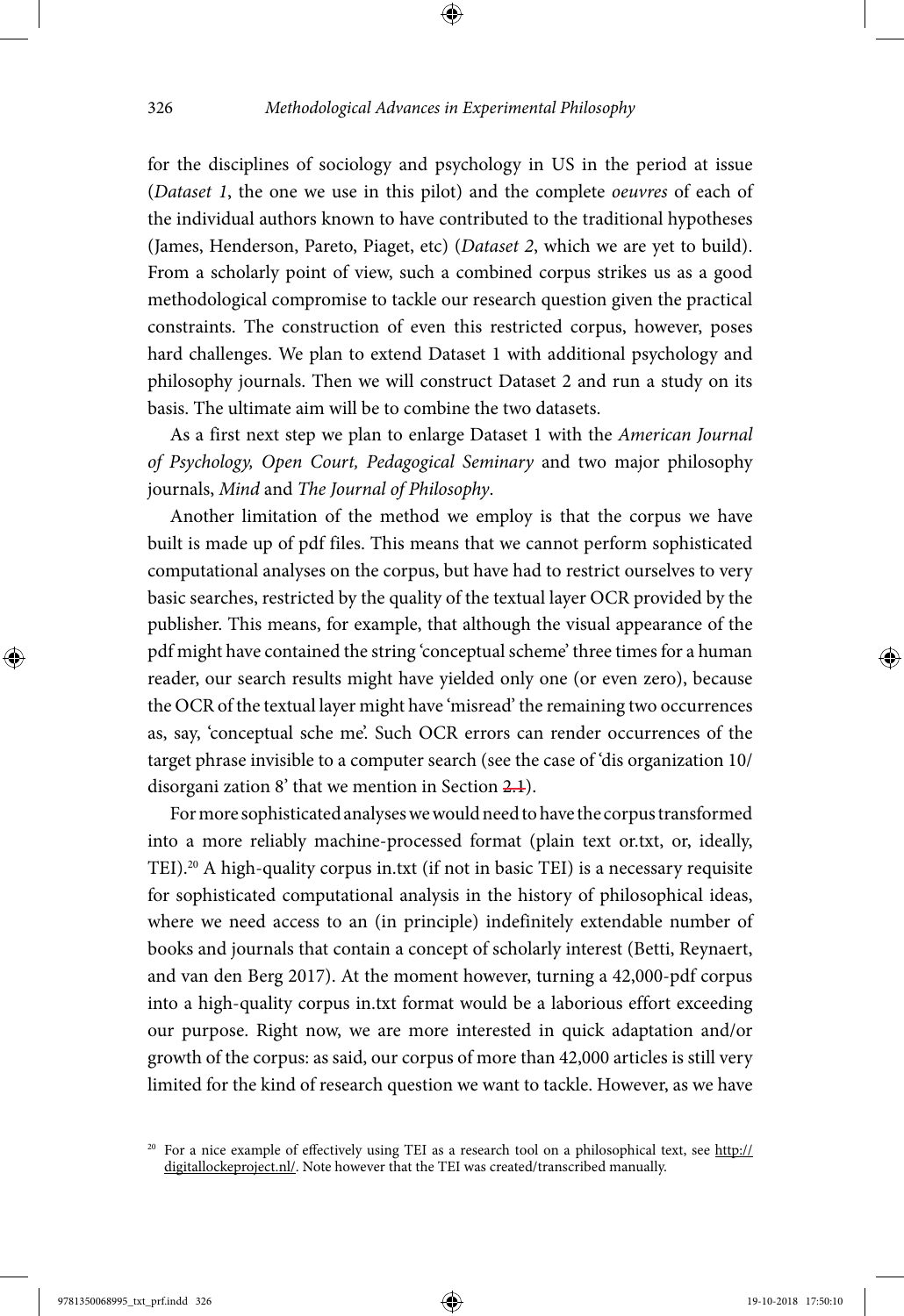for the disciplines of sociology and psychology in US in the period at issue (*Dataset 1*, the one we use in this pilot) and the complete *oeuvres* of each of the individual authors known to have contributed to the traditional hypotheses (James, Henderson, Pareto, Piaget, etc) (*Dataset 2*, which we are yet to build). From a scholarly point of view, such a combined corpus strikes us as a good methodological compromise to tackle our research question given the practical constraints. The construction of even this restricted corpus, however, poses hard challenges. We plan to extend Dataset 1 with additional psychology and philosophy journals. Then we will construct Dataset 2 and run a study on its basis. The ultimate aim will be to combine the two datasets.

As a first next step we plan to enlarge Dataset 1 with the *American Journal of Psychology, Open Court, Pedagogical Seminary* and two major philosophy journals, *Mind* and *The Journal of Philosophy*.

Another limitation of the method we employ is that the corpus we have built is made up of pdf files. This means that we cannot perform sophisticated computational analyses on the corpus, but have had to restrict ourselves to very basic searches, restricted by the quality of the textual layer OCR provided by the publisher. This means, for example, that although the visual appearance of the pdf might have contained the string 'conceptual scheme' three times for a human reader, our search results might have yielded only one (or even zero), because the OCR of the textual layer might have 'misread' the remaining two occurrences as, say, 'conceptual sche me'. Such OCR errors can render occurrences of the target phrase invisible to a computer search (see the case of 'dis organization 10/ disorgani zation 8' that we mention in Section ~~2.1~~).

For more sophisticated analyses we would need to have the corpus transformed into a more reliably machine-processed format (plain text or.txt, or, ideally, TEI).[20] A high-quality corpus in.txt (if not in basic TEI) is a necessary requisite for sophisticated computational analysis in the history of philosophical ideas, where we need access to an (in principle) indefinitely extendable number of books and journals that contain a concept of scholarly interest (Betti, Reynaert, and van den Berg 2017). At the moment however, turning a 42,000-pdf corpus into a high-quality corpus in.txt format would be a laborious effort exceeding our purpose. Right now, we are more interested in quick adaptation and/or growth of the corpus: as said, our corpus of more than 42,000 articles is still very limited for the kind of research question we want to tackle. However, as we have

[20] For a nice example of effectively using TEI as a research tool on a philosophical text, see http://digitallockeproject.nl/. Note however that the TEI was created/transcribed manually.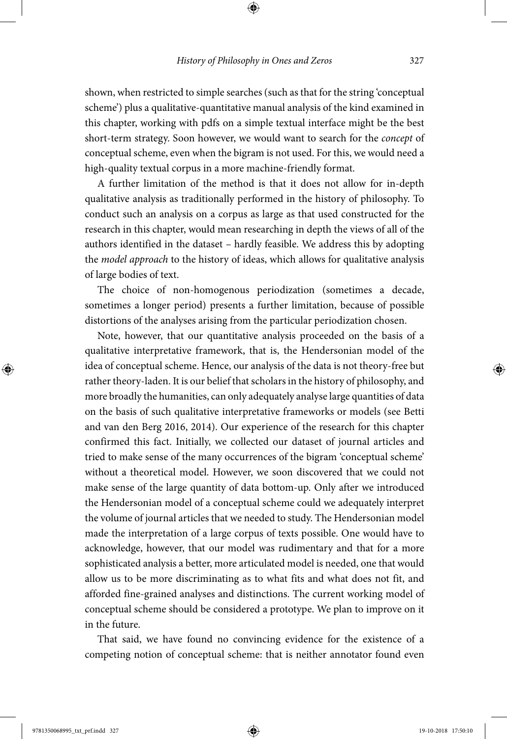shown, when restricted to simple searches (such as that for the string 'conceptual scheme') plus a qualitative-quantitative manual analysis of the kind examined in this chapter, working with pdfs on a simple textual interface might be the best short-term strategy. Soon however, we would want to search for the *concept* of conceptual scheme, even when the bigram is not used. For this, we would need a high-quality textual corpus in a more machine-friendly format.

A further limitation of the method is that it does not allow for in-depth qualitative analysis as traditionally performed in the history of philosophy. To conduct such an analysis on a corpus as large as that used constructed for the research in this chapter, would mean researching in depth the views of all of the authors identified in the dataset – hardly feasible. We address this by adopting the *model approach* to the history of ideas, which allows for qualitative analysis of large bodies of text.

The choice of non-homogenous periodization (sometimes a decade, sometimes a longer period) presents a further limitation, because of possible distortions of the analyses arising from the particular periodization chosen.

Note, however, that our quantitative analysis proceeded on the basis of a qualitative interpretative framework, that is, the Hendersonian model of the idea of conceptual scheme. Hence, our analysis of the data is not theory-free but rather theory-laden. It is our belief that scholars in the history of philosophy, and more broadly the humanities, can only adequately analyse large quantities of data on the basis of such qualitative interpretative frameworks or models (see Betti and van den Berg 2016, 2014). Our experience of the research for this chapter confirmed this fact. Initially, we collected our dataset of journal articles and tried to make sense of the many occurrences of the bigram 'conceptual scheme' without a theoretical model. However, we soon discovered that we could not make sense of the large quantity of data bottom-up. Only after we introduced the Hendersonian model of a conceptual scheme could we adequately interpret the volume of journal articles that we needed to study. The Hendersonian model made the interpretation of a large corpus of texts possible. One would have to acknowledge, however, that our model was rudimentary and that for a more sophisticated analysis a better, more articulated model is needed, one that would allow us to be more discriminating as to what fits and what does not fit, and afforded fine-grained analyses and distinctions. The current working model of conceptual scheme should be considered a prototype. We plan to improve on it in the future.

That said, we have found no convincing evidence for the existence of a competing notion of conceptual scheme: that is neither annotator found even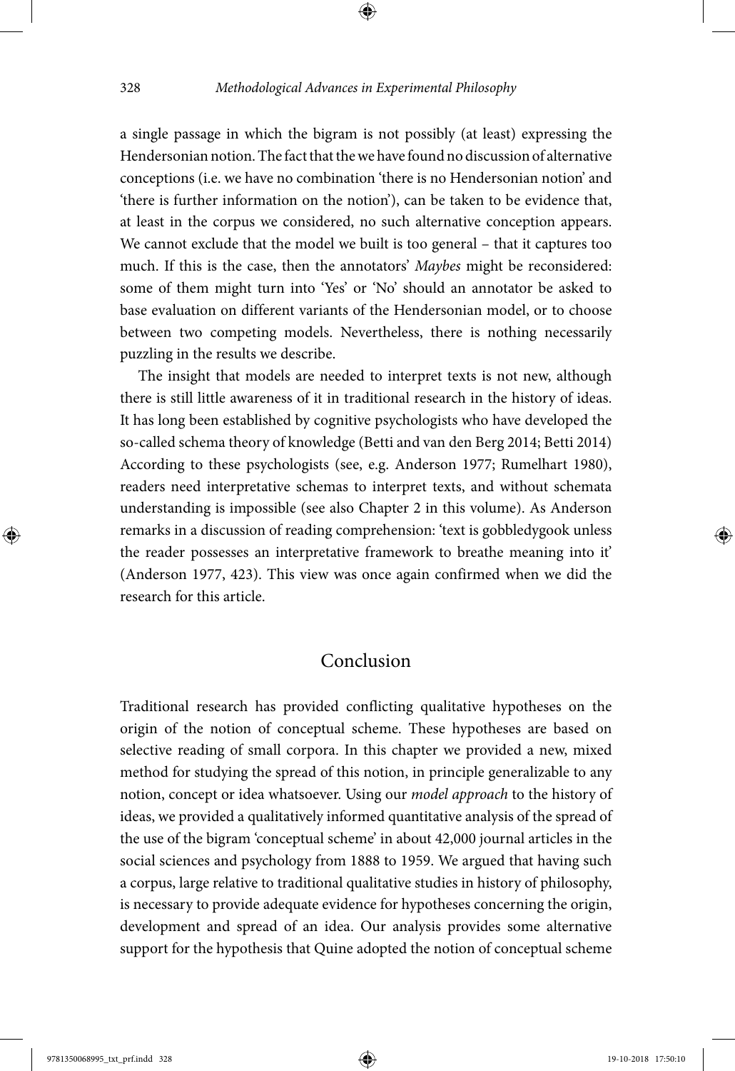a single passage in which the bigram is not possibly (at least) expressing the Hendersonian notion. The fact that the we have found no discussion of alternative conceptions (i.e. we have no combination 'there is no Hendersonian notion' and 'there is further information on the notion'), can be taken to be evidence that, at least in the corpus we considered, no such alternative conception appears. We cannot exclude that the model we built is too general – that it captures too much. If this is the case, then the annotators' *Maybes* might be reconsidered: some of them might turn into 'Yes' or 'No' should an annotator be asked to base evaluation on different variants of the Hendersonian model, or to choose between two competing models. Nevertheless, there is nothing necessarily puzzling in the results we describe.

The insight that models are needed to interpret texts is not new, although there is still little awareness of it in traditional research in the history of ideas. It has long been established by cognitive psychologists who have developed the so-called schema theory of knowledge (Betti and van den Berg 2014; Betti 2014) According to these psychologists (see, e.g. Anderson 1977; Rumelhart 1980), readers need interpretative schemas to interpret texts, and without schemata understanding is impossible (see also Chapter 2 in this volume). As Anderson remarks in a discussion of reading comprehension: 'text is gobbledygook unless the reader possesses an interpretative framework to breathe meaning into it' (Anderson 1977, 423). This view was once again confirmed when we did the research for this article.

## Conclusion

Traditional research has provided conflicting qualitative hypotheses on the origin of the notion of conceptual scheme. These hypotheses are based on selective reading of small corpora. In this chapter we provided a new, mixed method for studying the spread of this notion, in principle generalizable to any notion, concept or idea whatsoever. Using our *model approach* to the history of ideas, we provided a qualitatively informed quantitative analysis of the spread of the use of the bigram 'conceptual scheme' in about 42,000 journal articles in the social sciences and psychology from 1888 to 1959. We argued that having such a corpus, large relative to traditional qualitative studies in history of philosophy, is necessary to provide adequate evidence for hypotheses concerning the origin, development and spread of an idea. Our analysis provides some alternative support for the hypothesis that Quine adopted the notion of conceptual scheme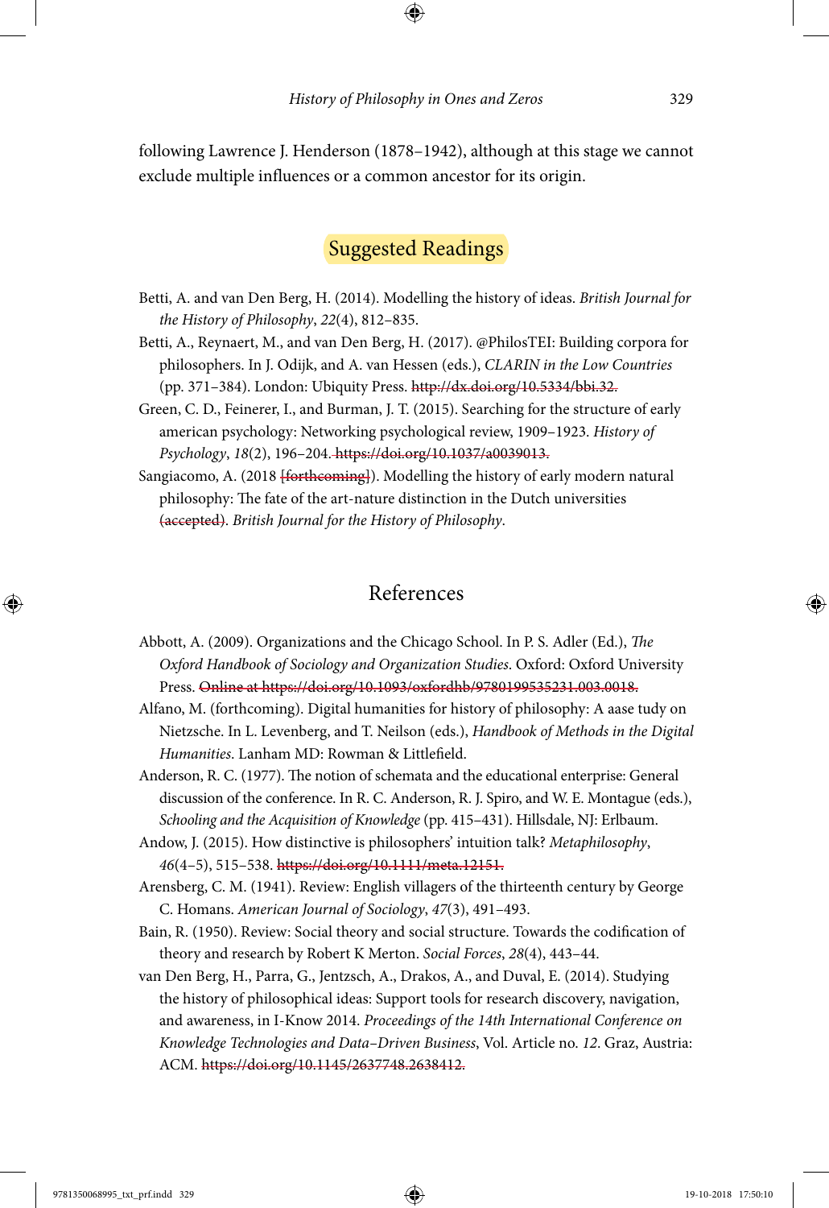following Lawrence J. Henderson (1878–1942), although at this stage we cannot exclude multiple influences or a common ancestor for its origin.

## Suggested Readings

Betti, A. and van Den Berg, H. (2014). Modelling the history of ideas. *British Journal for the History of Philosophy*, *22*(4), 812–835.

Betti, A., Reynaert, M., and van Den Berg, H. (2017). @PhilosTEI: Building corpora for philosophers. In J. Odijk, and A. van Hessen (eds.), *CLARIN in the Low Countries* (pp. 371–384). London: Ubiquity Press. ~~http://dx.doi.org/10.5334/bbi.32.~~

Green, C. D., Feinerer, I., and Burman, J. T. (2015). Searching for the structure of early american psychology: Networking psychological review, 1909–1923. *History of Psychology*, *18*(2), 196–204. ~~https://doi.org/10.1037/a0039013.~~

Sangiacomo, A. (2018 ~~[forthcoming]~~). Modelling the history of early modern natural philosophy: The fate of the art-nature distinction in the Dutch universities ~~(accepted)~~. *British Journal for the History of Philosophy*.

## References

Abbott, A. (2009). Organizations and the Chicago School. In P. S. Adler (Ed.), *The Oxford Handbook of Sociology and Organization Studies*. Oxford: Oxford University Press. ~~Online at https://doi.org/10.1093/oxfordhb/9780199535231.003.0018.~~

Alfano, M. (forthcoming). Digital humanities for history of philosophy: A aase tudy on Nietzsche. In L. Levenberg, and T. Neilson (eds.), *Handbook of Methods in the Digital Humanities*. Lanham MD: Rowman & Littlefield.

Anderson, R. C. (1977). The notion of schemata and the educational enterprise: General discussion of the conference. In R. C. Anderson, R. J. Spiro, and W. E. Montague (eds.), *Schooling and the Acquisition of Knowledge* (pp. 415–431). Hillsdale, NJ: Erlbaum.

Andow, J. (2015). How distinctive is philosophers' intuition talk? *Metaphilosophy*, *46*(4–5), 515–538. ~~https://doi.org/10.1111/meta.12151.~~

Arensberg, C. M. (1941). Review: English villagers of the thirteenth century by George C. Homans. *American Journal of Sociology*, *47*(3), 491–493.

Bain, R. (1950). Review: Social theory and social structure. Towards the codification of theory and research by Robert K Merton. *Social Forces*, *28*(4), 443–44.

van Den Berg, H., Parra, G., Jentzsch, A., Drakos, A., and Duval, E. (2014). Studying the history of philosophical ideas: Support tools for research discovery, navigation, and awareness, in I-Know 2014. *Proceedings of the 14th International Conference on Knowledge Technologies and Data–Driven Business*, Vol. Article no. *12*. Graz, Austria: ACM. ~~https://doi.org/10.1145/2637748.2638412.~~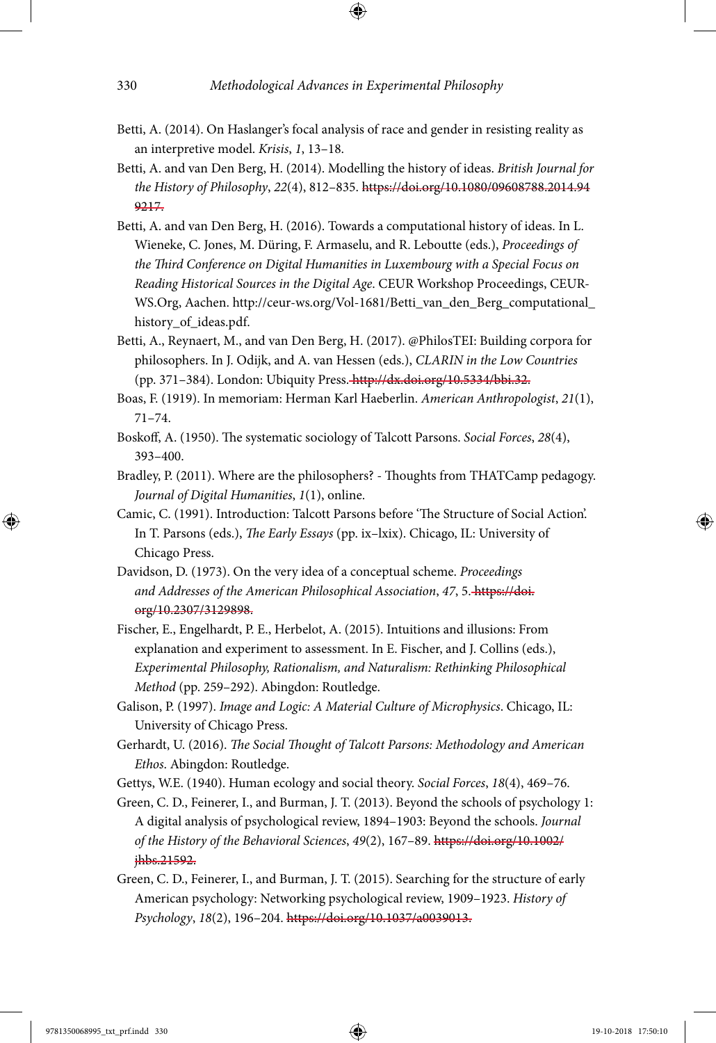Betti, A. (2014). On Haslanger's focal analysis of race and gender in resisting reality as an interpretive model. *Krisis*, *1*, 13–18.

Betti, A. and van Den Berg, H. (2014). Modelling the history of ideas. *British Journal for the History of Philosophy*, *22*(4), 812–835. https://doi.org/10.1080/09608788.2014.949217.

Betti, A. and van Den Berg, H. (2016). Towards a computational history of ideas. In L. Wieneke, C. Jones, M. Düring, F. Armaselu, and R. Leboutte (eds.), *Proceedings of the Third Conference on Digital Humanities in Luxembourg with a Special Focus on Reading Historical Sources in the Digital Age*. CEUR Workshop Proceedings, CEUR-WS.Org, Aachen. http://ceur-ws.org/Vol-1681/Betti_van_den_Berg_computational_history_of_ideas.pdf.

Betti, A., Reynaert, M., and van Den Berg, H. (2017). @PhilosTEI: Building corpora for philosophers. In J. Odijk, and A. van Hessen (eds.), *CLARIN in the Low Countries* (pp. 371–384). London: Ubiquity Press. http://dx.doi.org/10.5334/bbi.32.

Boas, F. (1919). In memoriam: Herman Karl Haeberlin. *American Anthropologist*, *21*(1), 71–74.

Boskoff, A. (1950). The systematic sociology of Talcott Parsons. *Social Forces*, *28*(4), 393–400.

Bradley, P. (2011). Where are the philosophers? - Thoughts from THATCamp pedagogy. *Journal of Digital Humanities*, *1*(1), online.

Camic, C. (1991). Introduction: Talcott Parsons before 'The Structure of Social Action'. In T. Parsons (eds.), *The Early Essays* (pp. ix–lxix). Chicago, IL: University of Chicago Press.

Davidson, D. (1973). On the very idea of a conceptual scheme. *Proceedings and Addresses of the American Philosophical Association*, *47*, 5. https://doi.org/10.2307/3129898.

Fischer, E., Engelhardt, P. E., Herbelot, A. (2015). Intuitions and illusions: From explanation and experiment to assessment. In E. Fischer, and J. Collins (eds.), *Experimental Philosophy, Rationalism, and Naturalism: Rethinking Philosophical Method* (pp. 259–292). Abingdon: Routledge.

Galison, P. (1997). *Image and Logic: A Material Culture of Microphysics*. Chicago, IL: University of Chicago Press.

Gerhardt, U. (2016). *The Social Thought of Talcott Parsons: Methodology and American Ethos*. Abingdon: Routledge.

Gettys, W.E. (1940). Human ecology and social theory. *Social Forces*, *18*(4), 469–76.

Green, C. D., Feinerer, I., and Burman, J. T. (2013). Beyond the schools of psychology 1: A digital analysis of psychological review, 1894–1903: Beyond the schools. *Journal of the History of the Behavioral Sciences*, *49*(2), 167–89. https://doi.org/10.1002/jhbs.21592.

Green, C. D., Feinerer, I., and Burman, J. T. (2015). Searching for the structure of early American psychology: Networking psychological review, 1909–1923. *History of Psychology*, *18*(2), 196–204. https://doi.org/10.1037/a0039013.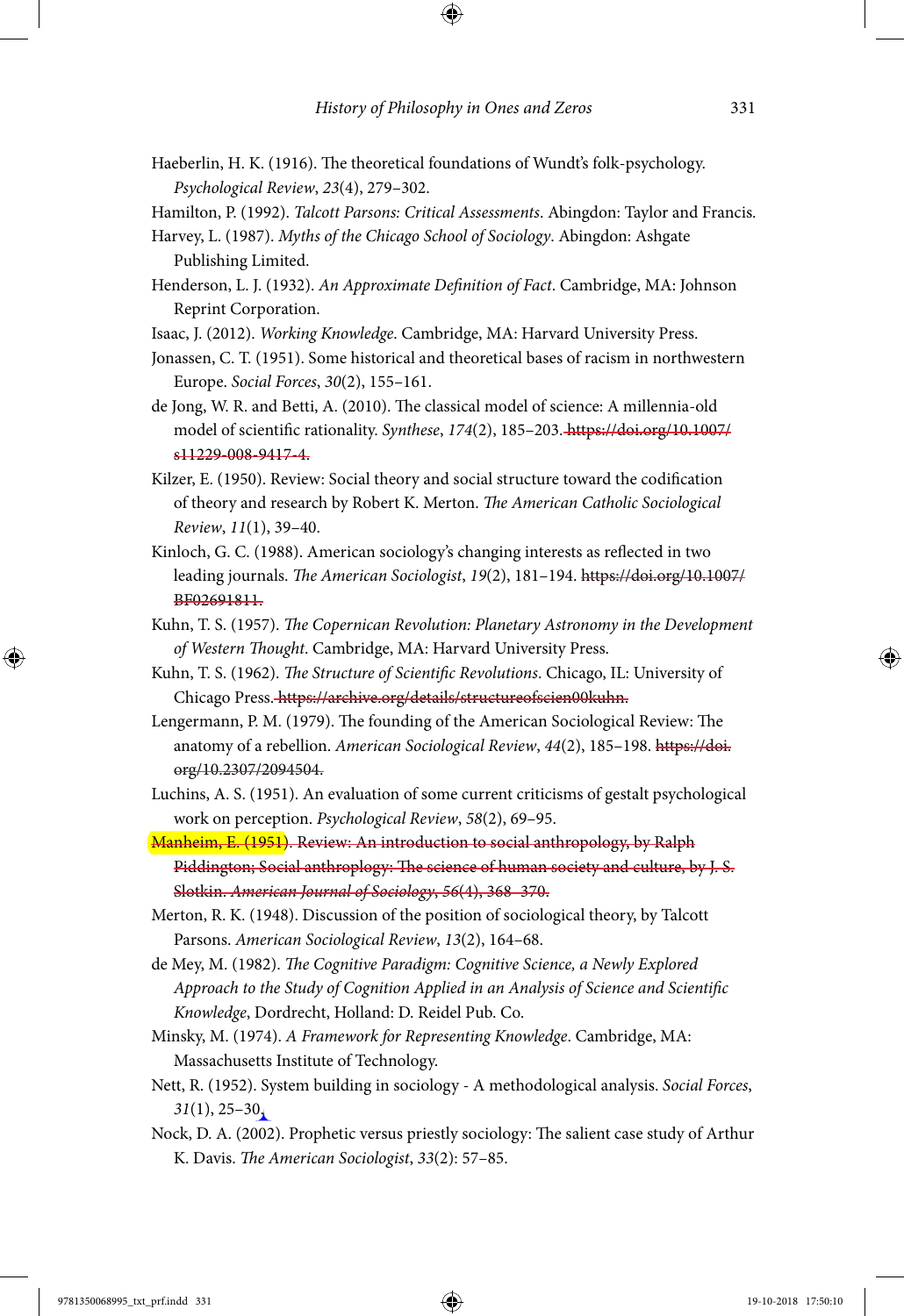Haeberlin, H. K. (1916). The theoretical foundations of Wundt's folk-psychology. *Psychological Review*, *23*(4), 279–302.

Hamilton, P. (1992). *Talcott Parsons: Critical Assessments*. Abingdon: Taylor and Francis.

Harvey, L. (1987). *Myths of the Chicago School of Sociology*. Abingdon: Ashgate Publishing Limited.

Henderson, L. J. (1932). *An Approximate Definition of Fact*. Cambridge, MA: Johnson Reprint Corporation.

Isaac, J. (2012). *Working Knowledge*. Cambridge, MA: Harvard University Press.

Jonassen, C. T. (1951). Some historical and theoretical bases of racism in northwestern Europe. *Social Forces*, *30*(2), 155–161.

de Jong, W. R. and Betti, A. (2010). The classical model of science: A millennia-old model of scientific rationality. *Synthese*, *174*(2), 185–203. ~~https://doi.org/10.1007/s11229-008-9417-4.~~

Kilzer, E. (1950). Review: Social theory and social structure toward the codification of theory and research by Robert K. Merton. *The American Catholic Sociological Review*, *11*(1), 39–40.

Kinloch, G. C. (1988). American sociology's changing interests as reflected in two leading journals. *The American Sociologist*, *19*(2), 181–194. ~~https://doi.org/10.1007/BF02691811.~~

Kuhn, T. S. (1957). *The Copernican Revolution: Planetary Astronomy in the Development of Western Thought*. Cambridge, MA: Harvard University Press.

Kuhn, T. S. (1962). *The Structure of Scientific Revolutions*. Chicago, IL: University of Chicago Press. ~~https://archive.org/details/structureofscien00kuhn.~~

Lengermann, P. M. (1979). The founding of the American Sociological Review: The anatomy of a rebellion. *American Sociological Review*, *44*(2), 185–198. ~~https://doi.org/10.2307/2094504.~~

Luchins, A. S. (1951). An evaluation of some current criticisms of gestalt psychological work on perception. *Psychological Review*, *58*(2), 69–95.

~~Manheim, E. (1951). Review: An introduction to social anthropology, by Ralph Piddington; Social anthroplogy: The science of human society and culture, by J. S. Slotkin. *American Journal of Sociology*, *56*(4), 368–370.~~

Merton, R. K. (1948). Discussion of the position of sociological theory, by Talcott Parsons. *American Sociological Review*, *13*(2), 164–68.

de Mey, M. (1982). *The Cognitive Paradigm: Cognitive Science, a Newly Explored Approach to the Study of Cognition Applied in an Analysis of Science and Scientific Knowledge*, Dordrecht, Holland: D. Reidel Pub. Co.

Minsky, M. (1974). *A Framework for Representing Knowledge*. Cambridge, MA: Massachusetts Institute of Technology.

Nett, R. (1952). System building in sociology - A methodological analysis. *Social Forces*, *31*(1), 25–30.

Nock, D. A. (2002). Prophetic versus priestly sociology: The salient case study of Arthur K. Davis. *The American Sociologist*, *33*(2): 57–85.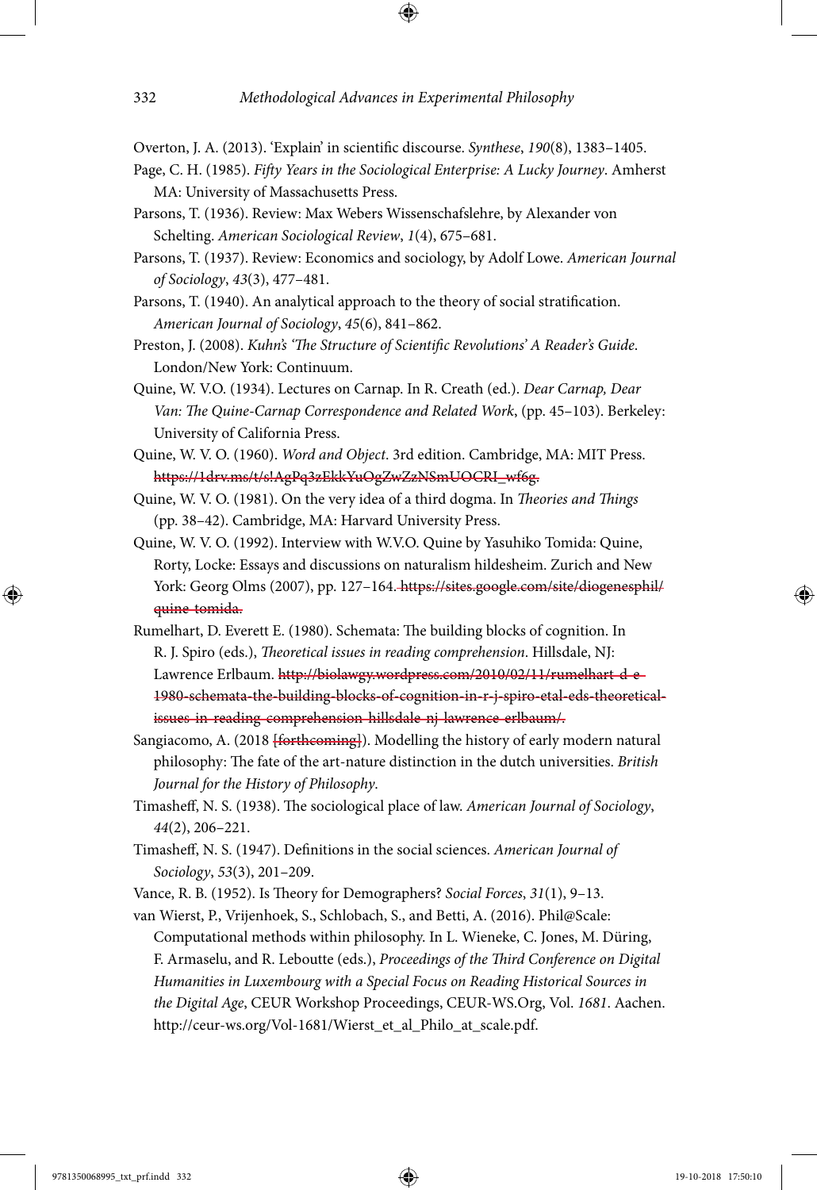Overton, J. A. (2013). 'Explain' in scientific discourse. *Synthese*, *190*(8), 1383–1405.

Page, C. H. (1985). *Fifty Years in the Sociological Enterprise: A Lucky Journey*. Amherst MA: University of Massachusetts Press.

Parsons, T. (1936). Review: Max Webers Wissenschafslehre, by Alexander von Schelting. *American Sociological Review*, *1*(4), 675–681.

Parsons, T. (1937). Review: Economics and sociology, by Adolf Lowe. *American Journal of Sociology*, *43*(3), 477–481.

Parsons, T. (1940). An analytical approach to the theory of social stratification. *American Journal of Sociology*, *45*(6), 841–862.

Preston, J. (2008). *Kuhn's 'The Structure of Scientific Revolutions' A Reader's Guide*. London/New York: Continuum.

Quine, W. V.O. (1934). Lectures on Carnap. In R. Creath (ed.). *Dear Carnap, Dear Van: The Quine-Carnap Correspondence and Related Work*, (pp. 45–103). Berkeley: University of California Press.

Quine, W. V. O. (1960). *Word and Object*. 3rd edition. Cambridge, MA: MIT Press. ~~https://1drv.ms/t/s!AgPq3zEkkYuOgZwZzNSmUOCRI_wf6g.~~

Quine, W. V. O. (1981). On the very idea of a third dogma. In *Theories and Things* (pp. 38–42). Cambridge, MA: Harvard University Press.

Quine, W. V. O. (1992). Interview with W.V.O. Quine by Yasuhiko Tomida: Quine, Rorty, Locke: Essays and discussions on naturalism hildesheim. Zurich and New York: Georg Olms (2007), pp. 127–164. ~~https://sites.google.com/site/diogenesphil/quine-tomida.~~

Rumelhart, D. Everett E. (1980). Schemata: The building blocks of cognition. In R. J. Spiro (eds.), *Theoretical issues in reading comprehension*. Hillsdale, NJ: Lawrence Erlbaum. ~~http://biolawgy.wordpress.com/2010/02/11/rumelhart-d-e-1980-schemata-the-building-blocks-of-cognition-in-r-j-spiro-etal-eds-theoretical-issues-in-reading-comprehension-hillsdale-nj-lawrence-erlbaum/.~~

Sangiacomo, A. (2018 ~~[forthcoming]~~). Modelling the history of early modern natural philosophy: The fate of the art-nature distinction in the dutch universities. *British Journal for the History of Philosophy*.

Timasheff, N. S. (1938). The sociological place of law. *American Journal of Sociology*, *44*(2), 206–221.

Timasheff, N. S. (1947). Definitions in the social sciences. *American Journal of Sociology*, *53*(3), 201–209.

Vance, R. B. (1952). Is Theory for Demographers? *Social Forces*, *31*(1), 9–13.

van Wierst, P., Vrijenhoek, S., Schlobach, S., and Betti, A. (2016). Phil@Scale: Computational methods within philosophy. In L. Wieneke, C. Jones, M. Düring, F. Armaselu, and R. Leboutte (eds.), *Proceedings of the Third Conference on Digital Humanities in Luxembourg with a Special Focus on Reading Historical Sources in the Digital Age*, CEUR Workshop Proceedings, CEUR-WS.Org, Vol. *1681*. Aachen. http://ceur-ws.org/Vol-1681/Wierst_et_al_Philo_at_scale.pdf.